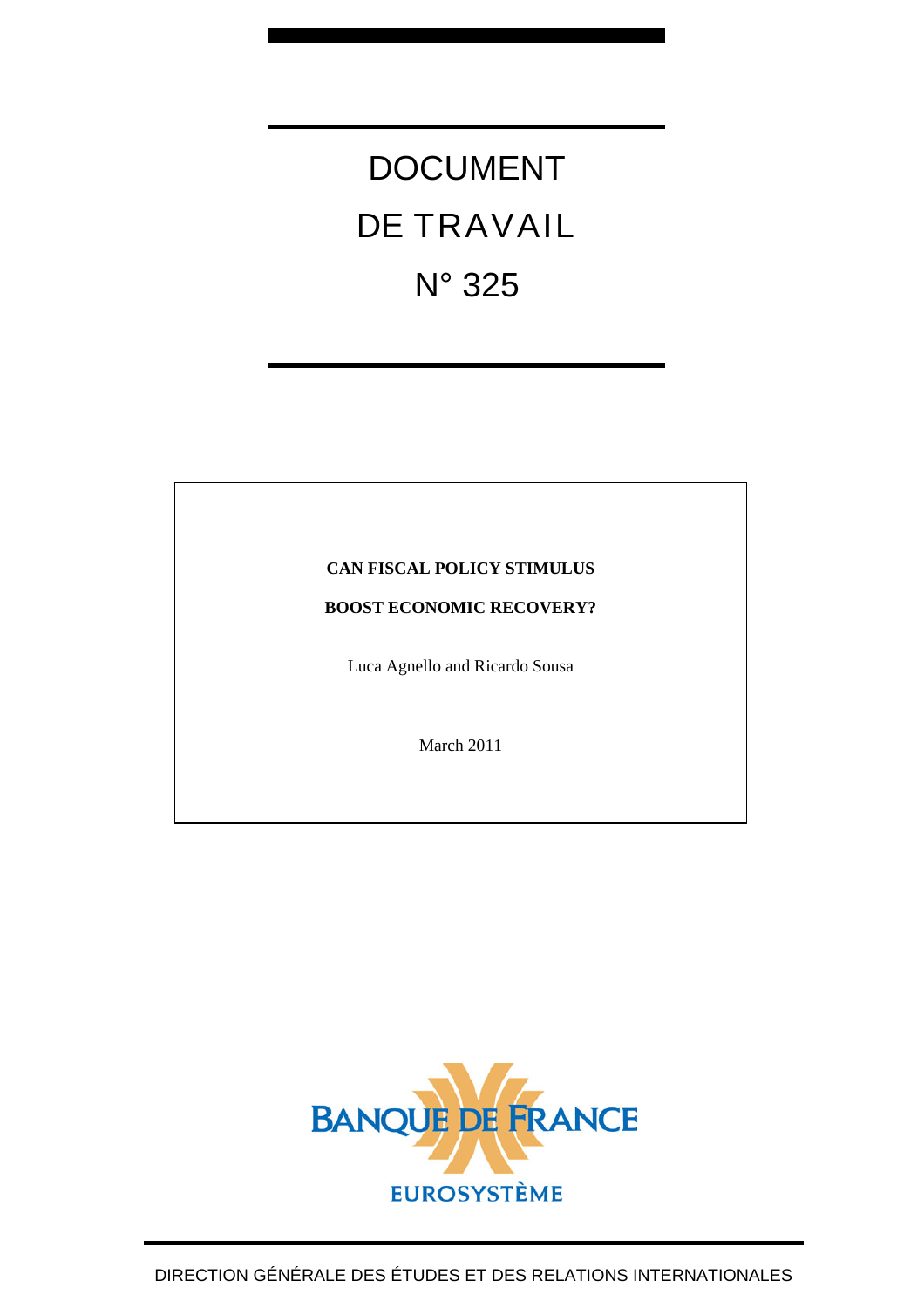# DOCUMENT DE TRAVAIL

# N° 325

**CAN FISCAL POLICY STIMULUS**

**BOOST ECONOMIC RECOVERY?**

Luca Agnello and Ricardo Sousa

March 2011

BANQUE DE FRANCE

EUROSYSTÈME

DIRECTION GÉNÉRALE DES ÉTUDES ET DES RELATIONS INTERNATIONALES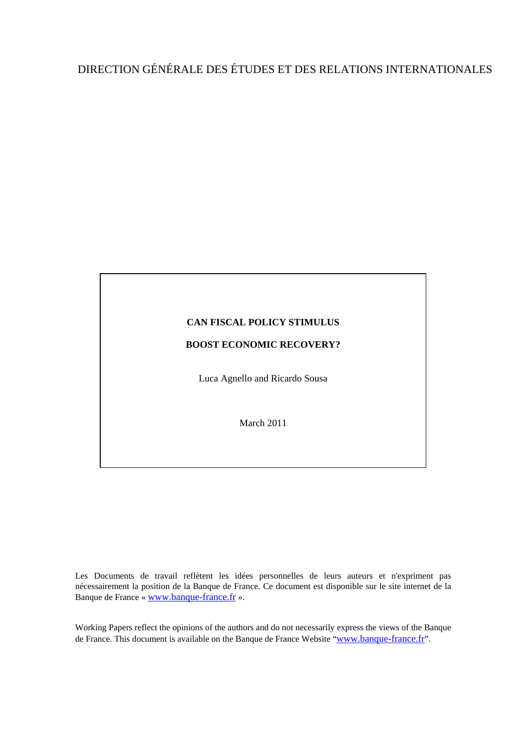DIRECTION GÉNÉRALE DES ÉTUDES ET DES RELATIONS INTERNATIONALES

**CAN FISCAL POLICY STIMULUS**

**BOOST ECONOMIC RECOVERY?**

Luca Agnello and Ricardo Sousa

March 2011

Les Documents de travail reflètent les idées personnelles de leurs auteurs et n'expriment pas nécessairement la position de la Banque de France. Ce document est disponible sur le site internet de la Banque de France « www.banque-france.fr ».

Working Papers reflect the opinions of the authors and do not necessarily express the views of the Banque de France. This document is available on the Banque de France Website "www.banque-france.fr".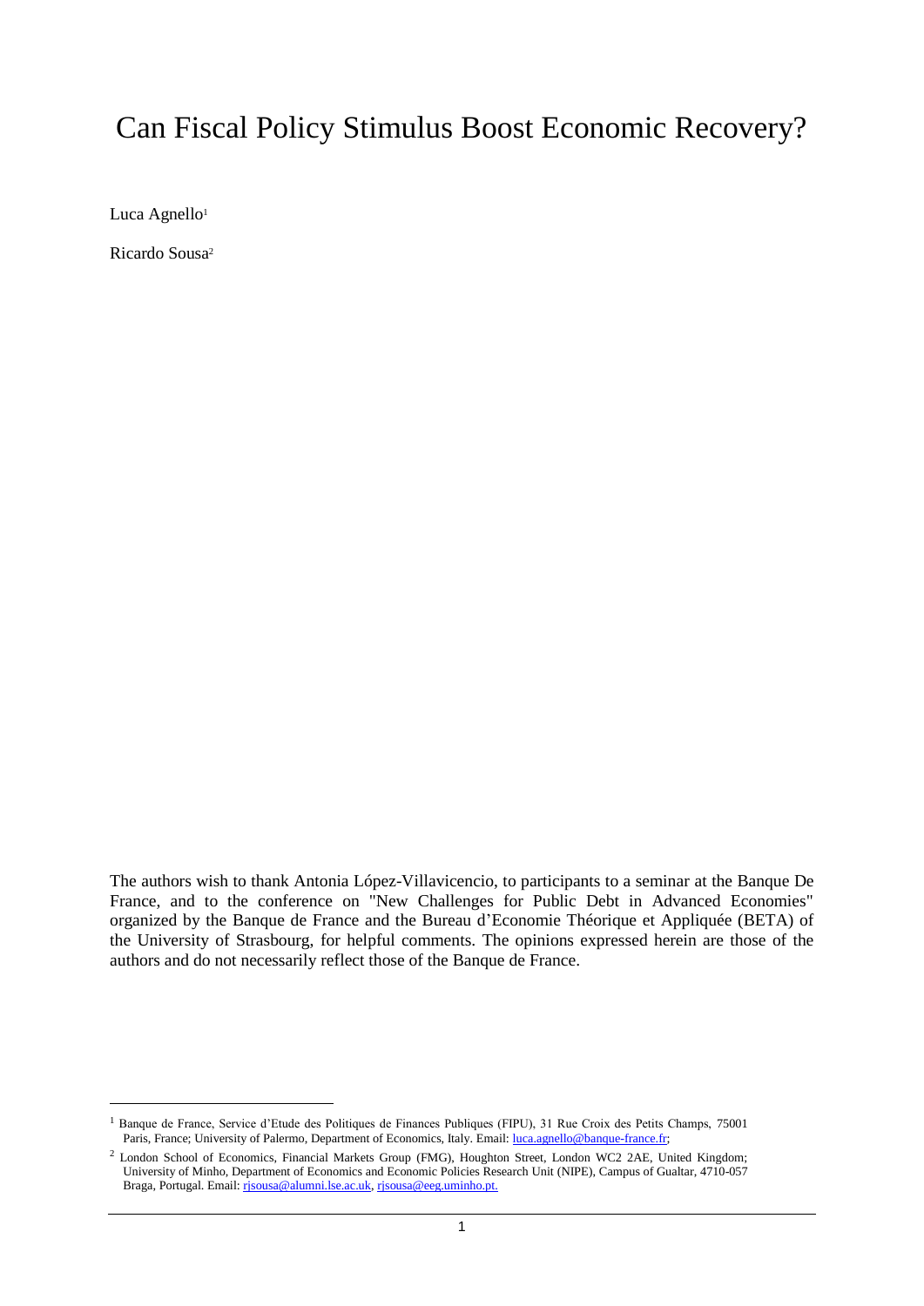# Can Fiscal Policy Stimulus Boost Economic Recovery?

Luca Agnello[1]

Ricardo Sousa[2]

The authors wish to thank Antonia López-Villavicencio, to participants to a seminar at the Banque De France, and to the conference on "New Challenges for Public Debt in Advanced Economies" organized by the Banque de France and the Bureau d'Economie Théorique et Appliquée (BETA) of the University of Strasbourg, for helpful comments. The opinions expressed herein are those of the authors and do not necessarily reflect those of the Banque de France.

---

[1] Banque de France, Service d'Etude des Politiques de Finances Publiques (FIPU), 31 Rue Croix des Petits Champs, 75001 Paris, France; University of Palermo, Department of Economics, Italy. Email: luca.agnello@banque-france.fr;

[2] London School of Economics, Financial Markets Group (FMG), Houghton Street, London WC2 2AE, United Kingdom; University of Minho, Department of Economics and Economic Policies Research Unit (NIPE), Campus of Gualtar, 4710-057 Braga, Portugal. Email: rjsousa@alumni.lse.ac.uk, rjsousa@eeg.uminho.pt.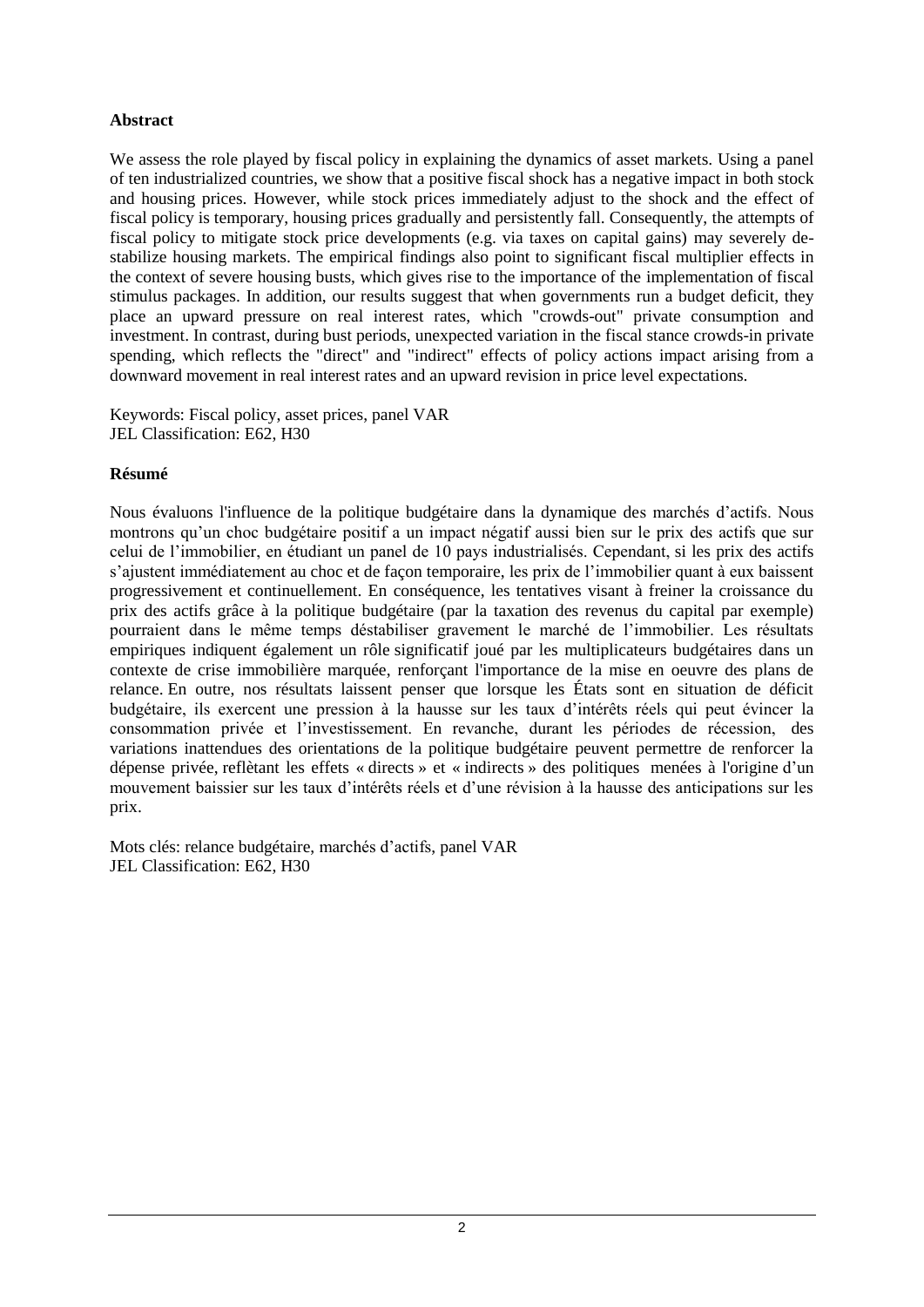**Abstract**

We assess the role played by fiscal policy in explaining the dynamics of asset markets. Using a panel of ten industrialized countries, we show that a positive fiscal shock has a negative impact in both stock and housing prices. However, while stock prices immediately adjust to the shock and the effect of fiscal policy is temporary, housing prices gradually and persistently fall. Consequently, the attempts of fiscal policy to mitigate stock price developments (e.g. via taxes on capital gains) may severely de-stabilize housing markets. The empirical findings also point to significant fiscal multiplier effects in the context of severe housing busts, which gives rise to the importance of the implementation of fiscal stimulus packages. In addition, our results suggest that when governments run a budget deficit, they place an upward pressure on real interest rates, which "crowds-out" private consumption and investment. In contrast, during bust periods, unexpected variation in the fiscal stance crowds-in private spending, which reflects the "direct" and "indirect" effects of policy actions impact arising from a downward movement in real interest rates and an upward revision in price level expectations.

Keywords: Fiscal policy, asset prices, panel VAR
JEL Classification: E62, H30

**Résumé**

Nous évaluons l'influence de la politique budgétaire dans la dynamique des marchés d'actifs. Nous montrons qu'un choc budgétaire positif a un impact négatif aussi bien sur le prix des actifs que sur celui de l'immobilier, en étudiant un panel de 10 pays industrialisés. Cependant, si les prix des actifs s'ajustent immédiatement au choc et de façon temporaire, les prix de l'immobilier quant à eux baissent progressivement et continuellement. En conséquence, les tentatives visant à freiner la croissance du prix des actifs grâce à la politique budgétaire (par la taxation des revenus du capital par exemple) pourraient dans le même temps déstabiliser gravement le marché de l'immobilier. Les résultats empiriques indiquent également un rôle significatif joué par les multiplicateurs budgétaires dans un contexte de crise immobilière marquée, renforçant l'importance de la mise en oeuvre des plans de relance. En outre, nos résultats laissent penser que lorsque les États sont en situation de déficit budgétaire, ils exercent une pression à la hausse sur les taux d'intérêts réels qui peut évincer la consommation privée et l'investissement. En revanche, durant les périodes de récession, des variations inattendues des orientations de la politique budgétaire peuvent permettre de renforcer la dépense privée, reflètant les effets « directs » et « indirects » des politiques menées à l'origine d'un mouvement baissier sur les taux d'intérêts réels et d'une révision à la hausse des anticipations sur les prix.

Mots clés: relance budgétaire, marchés d'actifs, panel VAR
JEL Classification: E62, H30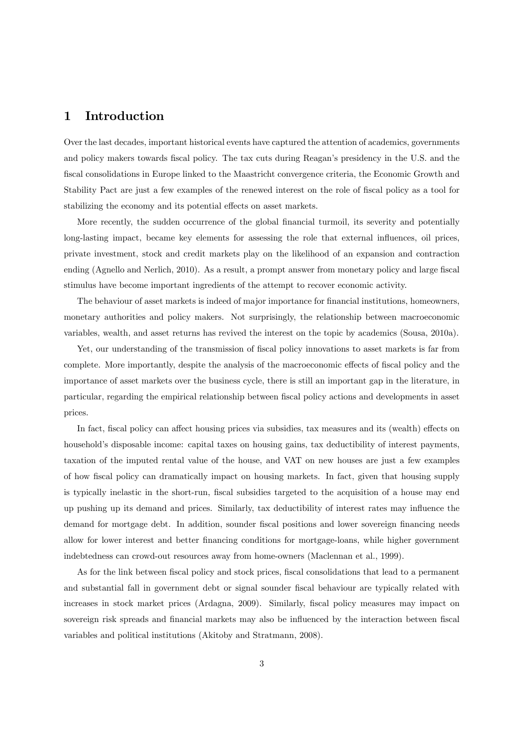# 1 Introduction

Over the last decades, important historical events have captured the attention of academics, governments and policy makers towards fiscal policy. The tax cuts during Reagan's presidency in the U.S. and the fiscal consolidations in Europe linked to the Maastricht convergence criteria, the Economic Growth and Stability Pact are just a few examples of the renewed interest on the role of fiscal policy as a tool for stabilizing the economy and its potential effects on asset markets.

More recently, the sudden occurrence of the global financial turmoil, its severity and potentially long-lasting impact, became key elements for assessing the role that external influences, oil prices, private investment, stock and credit markets play on the likelihood of an expansion and contraction ending (Agnello and Nerlich, 2010). As a result, a prompt answer from monetary policy and large fiscal stimulus have become important ingredients of the attempt to recover economic activity.

The behaviour of asset markets is indeed of major importance for financial institutions, homeowners, monetary authorities and policy makers. Not surprisingly, the relationship between macroeconomic variables, wealth, and asset returns has revived the interest on the topic by academics (Sousa, 2010a).

Yet, our understanding of the transmission of fiscal policy innovations to asset markets is far from complete. More importantly, despite the analysis of the macroeconomic effects of fiscal policy and the importance of asset markets over the business cycle, there is still an important gap in the literature, in particular, regarding the empirical relationship between fiscal policy actions and developments in asset prices.

In fact, fiscal policy can affect housing prices via subsidies, tax measures and its (wealth) effects on household's disposable income: capital taxes on housing gains, tax deductibility of interest payments, taxation of the imputed rental value of the house, and VAT on new houses are just a few examples of how fiscal policy can dramatically impact on housing markets. In fact, given that housing supply is typically inelastic in the short-run, fiscal subsidies targeted to the acquisition of a house may end up pushing up its demand and prices. Similarly, tax deductibility of interest rates may influence the demand for mortgage debt. In addition, sounder fiscal positions and lower sovereign financing needs allow for lower interest and better financing conditions for mortgage-loans, while higher government indebtedness can crowd-out resources away from home-owners (Maclennan et al., 1999).

As for the link between fiscal policy and stock prices, fiscal consolidations that lead to a permanent and substantial fall in government debt or signal sounder fiscal behaviour are typically related with increases in stock market prices (Ardagna, 2009). Similarly, fiscal policy measures may impact on sovereign risk spreads and financial markets may also be influenced by the interaction between fiscal variables and political institutions (Akitoby and Stratmann, 2008).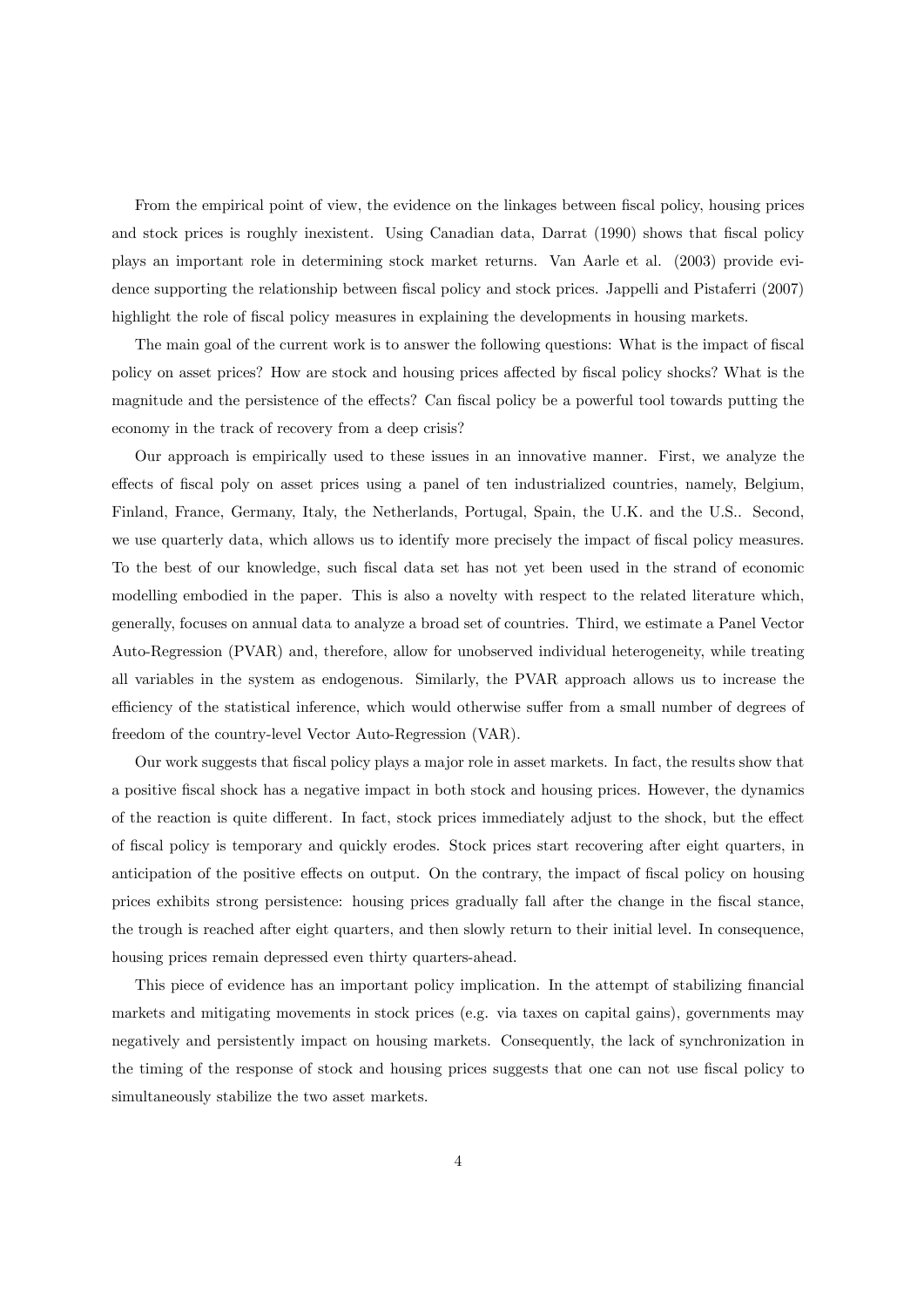From the empirical point of view, the evidence on the linkages between fiscal policy, housing prices and stock prices is roughly inexistent. Using Canadian data, Darrat (1990) shows that fiscal policy plays an important role in determining stock market returns. Van Aarle et al. (2003) provide evidence supporting the relationship between fiscal policy and stock prices. Jappelli and Pistaferri (2007) highlight the role of fiscal policy measures in explaining the developments in housing markets.

The main goal of the current work is to answer the following questions: What is the impact of fiscal policy on asset prices? How are stock and housing prices affected by fiscal policy shocks? What is the magnitude and the persistence of the effects? Can fiscal policy be a powerful tool towards putting the economy in the track of recovery from a deep crisis?

Our approach is empirically used to these issues in an innovative manner. First, we analyze the effects of fiscal poly on asset prices using a panel of ten industrialized countries, namely, Belgium, Finland, France, Germany, Italy, the Netherlands, Portugal, Spain, the U.K. and the U.S.. Second, we use quarterly data, which allows us to identify more precisely the impact of fiscal policy measures. To the best of our knowledge, such fiscal data set has not yet been used in the strand of economic modelling embodied in the paper. This is also a novelty with respect to the related literature which, generally, focuses on annual data to analyze a broad set of countries. Third, we estimate a Panel Vector Auto-Regression (PVAR) and, therefore, allow for unobserved individual heterogeneity, while treating all variables in the system as endogenous. Similarly, the PVAR approach allows us to increase the efficiency of the statistical inference, which would otherwise suffer from a small number of degrees of freedom of the country-level Vector Auto-Regression (VAR).

Our work suggests that fiscal policy plays a major role in asset markets. In fact, the results show that a positive fiscal shock has a negative impact in both stock and housing prices. However, the dynamics of the reaction is quite different. In fact, stock prices immediately adjust to the shock, but the effect of fiscal policy is temporary and quickly erodes. Stock prices start recovering after eight quarters, in anticipation of the positive effects on output. On the contrary, the impact of fiscal policy on housing prices exhibits strong persistence: housing prices gradually fall after the change in the fiscal stance, the trough is reached after eight quarters, and then slowly return to their initial level. In consequence, housing prices remain depressed even thirty quarters-ahead.

This piece of evidence has an important policy implication. In the attempt of stabilizing financial markets and mitigating movements in stock prices (e.g. via taxes on capital gains), governments may negatively and persistently impact on housing markets. Consequently, the lack of synchronization in the timing of the response of stock and housing prices suggests that one can not use fiscal policy to simultaneously stabilize the two asset markets.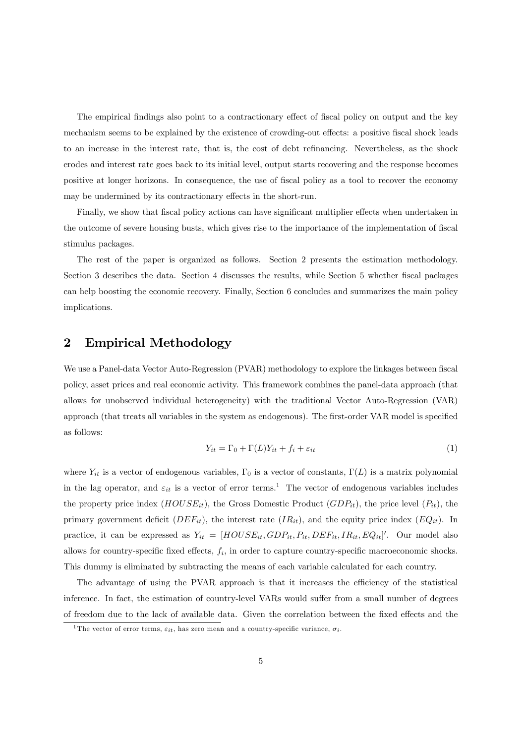The empirical findings also point to a contractionary effect of fiscal policy on output and the key mechanism seems to be explained by the existence of crowding-out effects: a positive fiscal shock leads to an increase in the interest rate, that is, the cost of debt refinancing. Nevertheless, as the shock erodes and interest rate goes back to its initial level, output starts recovering and the response becomes positive at longer horizons. In consequence, the use of fiscal policy as a tool to recover the economy may be undermined by its contractionary effects in the short-run.

Finally, we show that fiscal policy actions can have significant multiplier effects when undertaken in the outcome of severe housing busts, which gives rise to the importance of the implementation of fiscal stimulus packages.

The rest of the paper is organized as follows. Section 2 presents the estimation methodology. Section 3 describes the data. Section 4 discusses the results, while Section 5 whether fiscal packages can help boosting the economic recovery. Finally, Section 6 concludes and summarizes the main policy implications.

## 2 Empirical Methodology

We use a Panel-data Vector Auto-Regression (PVAR) methodology to explore the linkages between fiscal policy, asset prices and real economic activity. This framework combines the panel-data approach (that allows for unobserved individual heterogeneity) with the traditional Vector Auto-Regression (VAR) approach (that treats all variables in the system as endogenous). The first-order VAR model is specified as follows:

$$Y_{it} = \Gamma_0 + \Gamma(L)Y_{it} + f_i + \varepsilon_{it} \tag{1}$$

where $Y_{it}$ is a vector of endogenous variables, $\Gamma_0$ is a vector of constants, $\Gamma(L)$ is a matrix polynomial in the lag operator, and $\varepsilon_{it}$ is a vector of error terms.[1] The vector of endogenous variables includes the property price index ($HOUSE_{it}$), the Gross Domestic Product ($GDP_{it}$), the price level ($P_{it}$), the primary government deficit ($DEF_{it}$), the interest rate ($IR_{it}$), and the equity price index ($EQ_{it}$). In practice, it can be expressed as $Y_{it} = [HOUSE_{it}, GDP_{it}, P_{it}, DEF_{it}, IR_{it}, EQ_{it}]'$. Our model also allows for country-specific fixed effects, $f_i$, in order to capture country-specific macroeconomic shocks. This dummy is eliminated by subtracting the means of each variable calculated for each country.

The advantage of using the PVAR approach is that it increases the efficiency of the statistical inference. In fact, the estimation of country-level VARs would suffer from a small number of degrees of freedom due to the lack of available data. Given the correlation between the fixed effects and the

[1] The vector of error terms, $\varepsilon_{it}$, has zero mean and a country-specific variance, $\sigma_i$.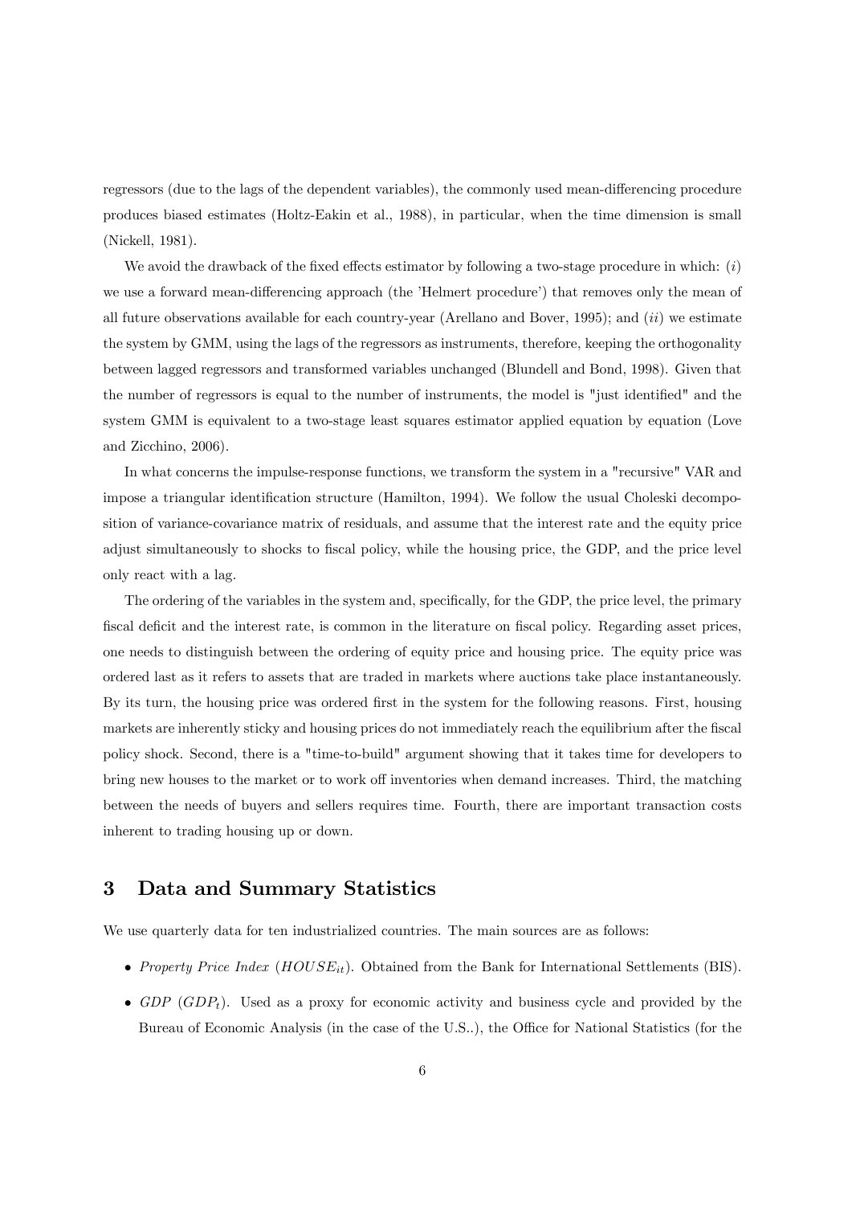regressors (due to the lags of the dependent variables), the commonly used mean-differencing procedure produces biased estimates (Holtz-Eakin et al., 1988), in particular, when the time dimension is small (Nickell, 1981).

We avoid the drawback of the fixed effects estimator by following a two-stage procedure in which: (*i*) we use a forward mean-differencing approach (the 'Helmert procedure') that removes only the mean of all future observations available for each country-year (Arellano and Bover, 1995); and (*ii*) we estimate the system by GMM, using the lags of the regressors as instruments, therefore, keeping the orthogonality between lagged regressors and transformed variables unchanged (Blundell and Bond, 1998). Given that the number of regressors is equal to the number of instruments, the model is "just identified" and the system GMM is equivalent to a two-stage least squares estimator applied equation by equation (Love and Zicchino, 2006).

In what concerns the impulse-response functions, we transform the system in a "recursive" VAR and impose a triangular identification structure (Hamilton, 1994). We follow the usual Choleski decomposition of variance-covariance matrix of residuals, and assume that the interest rate and the equity price adjust simultaneously to shocks to fiscal policy, while the housing price, the GDP, and the price level only react with a lag.

The ordering of the variables in the system and, specifically, for the GDP, the price level, the primary fiscal deficit and the interest rate, is common in the literature on fiscal policy. Regarding asset prices, one needs to distinguish between the ordering of equity price and housing price. The equity price was ordered last as it refers to assets that are traded in markets where auctions take place instantaneously. By its turn, the housing price was ordered first in the system for the following reasons. First, housing markets are inherently sticky and housing prices do not immediately reach the equilibrium after the fiscal policy shock. Second, there is a "time-to-build" argument showing that it takes time for developers to bring new houses to the market or to work off inventories when demand increases. Third, the matching between the needs of buyers and sellers requires time. Fourth, there are important transaction costs inherent to trading housing up or down.

## 3 Data and Summary Statistics

We use quarterly data for ten industrialized countries. The main sources are as follows:

- *Property Price Index* ($HOUSE_{it}$). Obtained from the Bank for International Settlements (BIS).
- *GDP* ($GDP_t$). Used as a proxy for economic activity and business cycle and provided by the Bureau of Economic Analysis (in the case of the U.S..), the Office for National Statistics (for the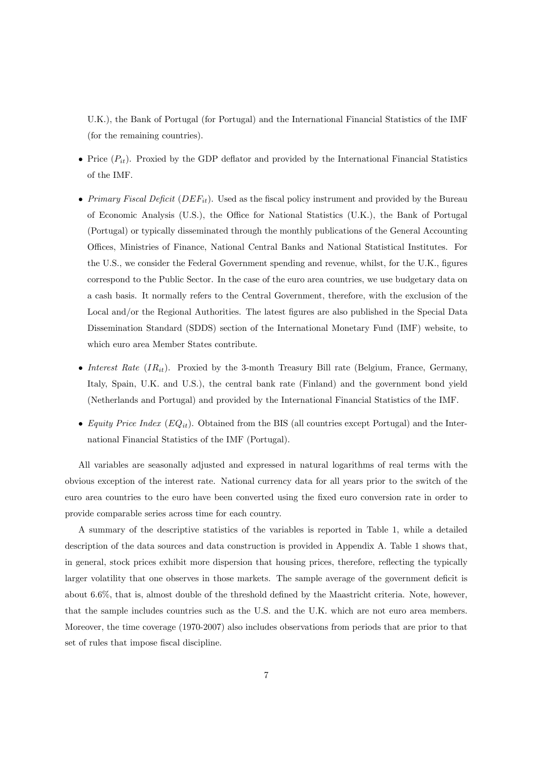U.K.), the Bank of Portugal (for Portugal) and the International Financial Statistics of the IMF (for the remaining countries).

- Price ($P_{it}$). Proxied by the GDP deflator and provided by the International Financial Statistics of the IMF.

- *Primary Fiscal Deficit* ($DEF_{it}$). Used as the fiscal policy instrument and provided by the Bureau of Economic Analysis (U.S.), the Office for National Statistics (U.K.), the Bank of Portugal (Portugal) or typically disseminated through the monthly publications of the General Accounting Offices, Ministries of Finance, National Central Banks and National Statistical Institutes. For the U.S., we consider the Federal Government spending and revenue, whilst, for the U.K., figures correspond to the Public Sector. In the case of the euro area countries, we use budgetary data on a cash basis. It normally refers to the Central Government, therefore, with the exclusion of the Local and/or the Regional Authorities. The latest figures are also published in the Special Data Dissemination Standard (SDDS) section of the International Monetary Fund (IMF) website, to which euro area Member States contribute.

- *Interest Rate* ($IR_{it}$). Proxied by the 3-month Treasury Bill rate (Belgium, France, Germany, Italy, Spain, U.K. and U.S.), the central bank rate (Finland) and the government bond yield (Netherlands and Portugal) and provided by the International Financial Statistics of the IMF.

- *Equity Price Index* ($EQ_{it}$). Obtained from the BIS (all countries except Portugal) and the International Financial Statistics of the IMF (Portugal).

All variables are seasonally adjusted and expressed in natural logarithms of real terms with the obvious exception of the interest rate. National currency data for all years prior to the switch of the euro area countries to the euro have been converted using the fixed euro conversion rate in order to provide comparable series across time for each country.

A summary of the descriptive statistics of the variables is reported in Table 1, while a detailed description of the data sources and data construction is provided in Appendix A. Table 1 shows that, in general, stock prices exhibit more dispersion that housing prices, therefore, reflecting the typically larger volatility that one observes in those markets. The sample average of the government deficit is about 6.6%, that is, almost double of the threshold defined by the Maastricht criteria. Note, however, that the sample includes countries such as the U.S. and the U.K. which are not euro area members. Moreover, the time coverage (1970-2007) also includes observations from periods that are prior to that set of rules that impose fiscal discipline.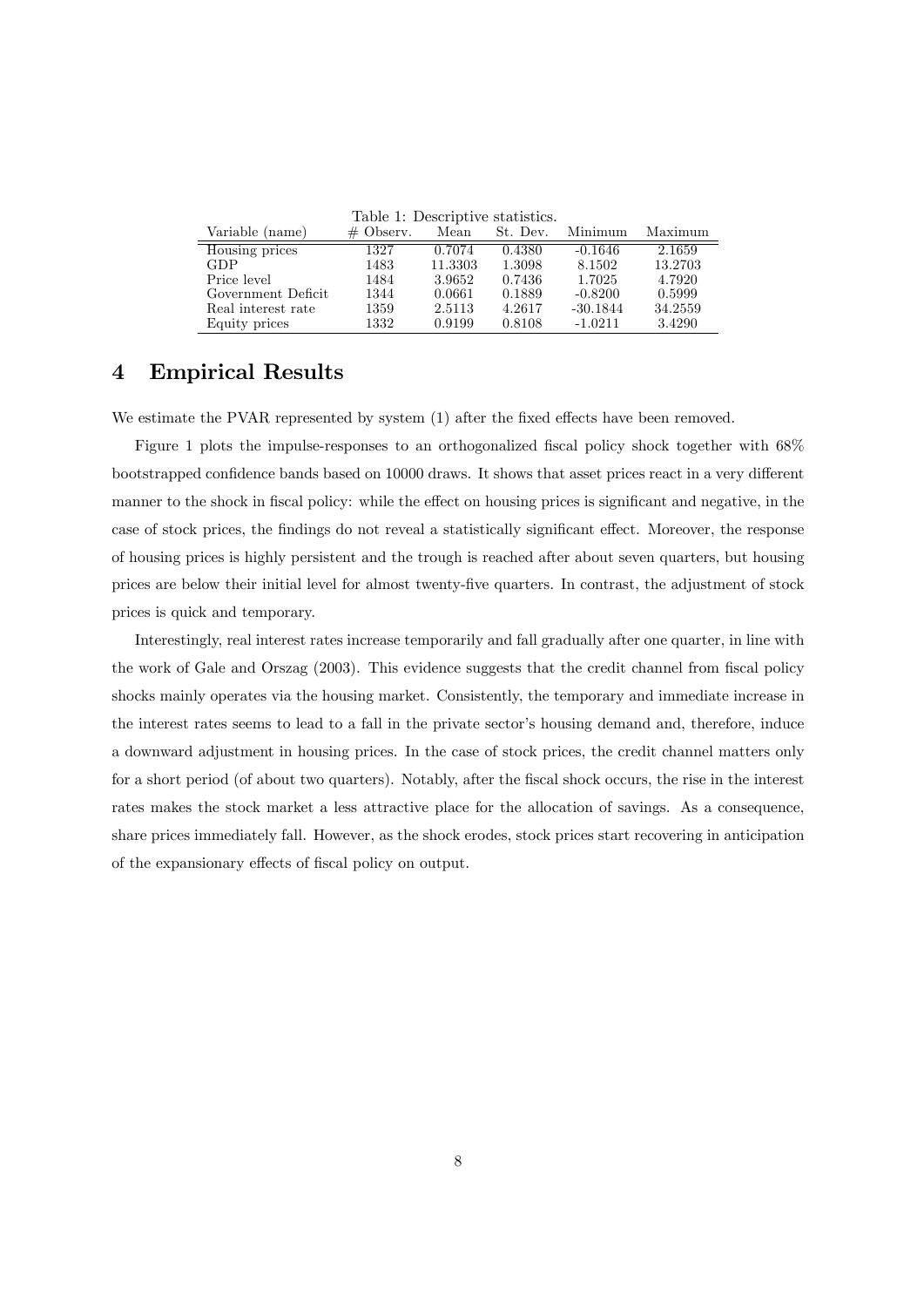Table 1: Descriptive statistics.

| Variable (name) | # Observ. | Mean | St. Dev. | Minimum | Maximum |
|---|---|---|---|---|---|
| Housing prices | 1327 | 0.7074 | 0.4380 | -0.1646 | 2.1659 |
| GDP | 1483 | 11.3303 | 1.3098 | 8.1502 | 13.2703 |
| Price level | 1484 | 3.9652 | 0.7436 | 1.7025 | 4.7920 |
| Government Deficit | 1344 | 0.0661 | 0.1889 | -0.8200 | 0.5999 |
| Real interest rate | 1359 | 2.5113 | 4.2617 | -30.1844 | 34.2559 |
| Equity prices | 1332 | 0.9199 | 0.8108 | -1.0211 | 3.4290 |

# 4 Empirical Results

We estimate the PVAR represented by system (1) after the fixed effects have been removed.

Figure 1 plots the impulse-responses to an orthogonalized fiscal policy shock together with 68% bootstrapped confidence bands based on 10000 draws. It shows that asset prices react in a very different manner to the shock in fiscal policy: while the effect on housing prices is significant and negative, in the case of stock prices, the findings do not reveal a statistically significant effect. Moreover, the response of housing prices is highly persistent and the trough is reached after about seven quarters, but housing prices are below their initial level for almost twenty-five quarters. In contrast, the adjustment of stock prices is quick and temporary.

Interestingly, real interest rates increase temporarily and fall gradually after one quarter, in line with the work of Gale and Orszag (2003). This evidence suggests that the credit channel from fiscal policy shocks mainly operates via the housing market. Consistently, the temporary and immediate increase in the interest rates seems to lead to a fall in the private sector's housing demand and, therefore, induce a downward adjustment in housing prices. In the case of stock prices, the credit channel matters only for a short period (of about two quarters). Notably, after the fiscal shock occurs, the rise in the interest rates makes the stock market a less attractive place for the allocation of savings. As a consequence, share prices immediately fall. However, as the shock erodes, stock prices start recovering in anticipation of the expansionary effects of fiscal policy on output.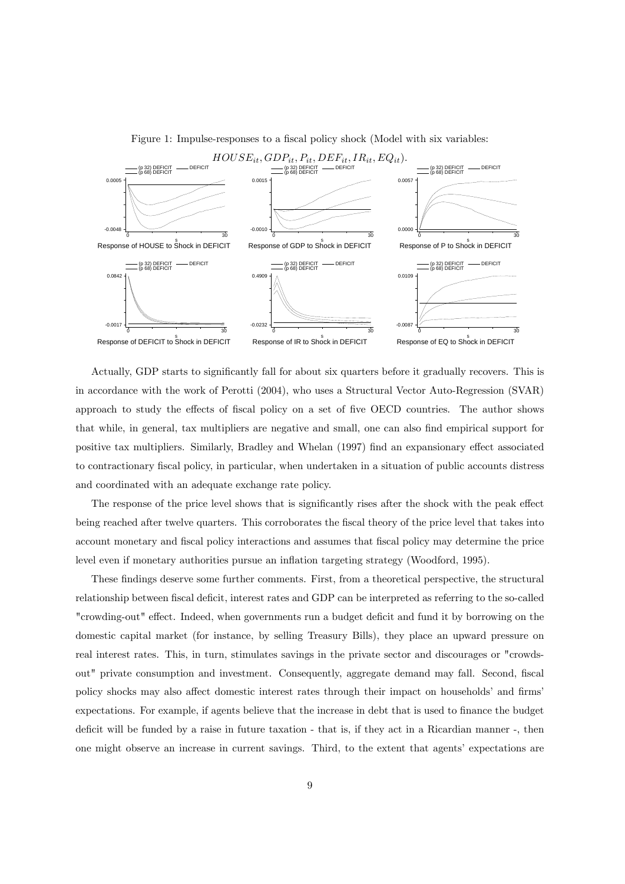Figure 1: Impulse-responses to a fiscal policy shock (Model with six variables: $HOUSE_{it}, GDP_{it}, P_{it}, DEF_{it}, IR_{it}, EQ_{it}$).

Actually, GDP starts to significantly fall for about six quarters before it gradually recovers. This is in accordance with the work of Perotti (2004), who uses a Structural Vector Auto-Regression (SVAR) approach to study the effects of fiscal policy on a set of five OECD countries. The author shows that while, in general, tax multipliers are negative and small, one can also find empirical support for positive tax multipliers. Similarly, Bradley and Whelan (1997) find an expansionary effect associated to contractionary fiscal policy, in particular, when undertaken in a situation of public accounts distress and coordinated with an adequate exchange rate policy.

The response of the price level shows that is significantly rises after the shock with the peak effect being reached after twelve quarters. This corroborates the fiscal theory of the price level that takes into account monetary and fiscal policy interactions and assumes that fiscal policy may determine the price level even if monetary authorities pursue an inflation targeting strategy (Woodford, 1995).

These findings deserve some further comments. First, from a theoretical perspective, the structural relationship between fiscal deficit, interest rates and GDP can be interpreted as referring to the so-called "crowding-out" effect. Indeed, when governments run a budget deficit and fund it by borrowing on the domestic capital market (for instance, by selling Treasury Bills), they place an upward pressure on real interest rates. This, in turn, stimulates savings in the private sector and discourages or "crowds-out" private consumption and investment. Consequently, aggregate demand may fall. Second, fiscal policy shocks may also affect domestic interest rates through their impact on households' and firms' expectations. For example, if agents believe that the increase in debt that is used to finance the budget deficit will be funded by a raise in future taxation - that is, if they act in a Ricardian manner -, then one might observe an increase in current savings. Third, to the extent that agents' expectations are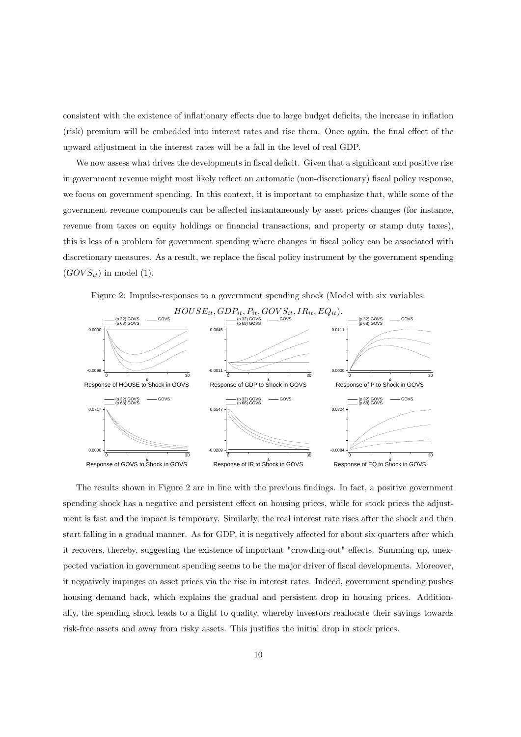consistent with the existence of inflationary effects due to large budget deficits, the increase in inflation (risk) premium will be embedded into interest rates and rise them. Once again, the final effect of the upward adjustment in the interest rates will be a fall in the level of real GDP.

We now assess what drives the developments in fiscal deficit. Given that a significant and positive rise in government revenue might most likely reflect an automatic (non-discretionary) fiscal policy response, we focus on government spending. In this context, it is important to emphasize that, while some of the government revenue components can be affected instantaneously by asset prices changes (for instance, revenue from taxes on equity holdings or financial transactions, and property or stamp duty taxes), this is less of a problem for government spending where changes in fiscal policy can be associated with discretionary measures. As a result, we replace the fiscal policy instrument by the government spending ($GOVS_{it}$) in model (1).

Figure 2: Impulse-responses to a government spending shock (Model with six variables: $HOUSE_{it}, GDP_{it}, P_{it}, GOVS_{it}, IR_{it}, EQ_{it}$).

The results shown in Figure 2 are in line with the previous findings. In fact, a positive government spending shock has a negative and persistent effect on housing prices, while for stock prices the adjustment is fast and the impact is temporary. Similarly, the real interest rate rises after the shock and then start falling in a gradual manner. As for GDP, it is negatively affected for about six quarters after which it recovers, thereby, suggesting the existence of important "crowding-out" effects. Summing up, unexpected variation in government spending seems to be the major driver of fiscal developments. Moreover, it negatively impinges on asset prices via the rise in interest rates. Indeed, government spending pushes housing demand back, which explains the gradual and persistent drop in housing prices. Additionally, the spending shock leads to a flight to quality, whereby investors reallocate their savings towards risk-free assets and away from risky assets. This justifies the initial drop in stock prices.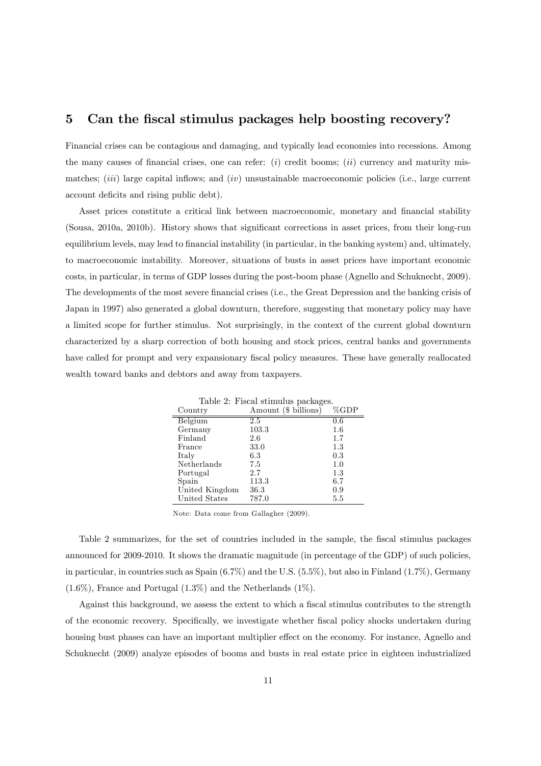## 5 Can the fiscal stimulus packages help boosting recovery?

Financial crises can be contagious and damaging, and typically lead economies into recessions. Among the many causes of financial crises, one can refer: (*i*) credit booms; (*ii*) currency and maturity mismatches; (*iii*) large capital inflows; and (*iv*) unsustainable macroeconomic policies (i.e., large current account deficits and rising public debt).

Asset prices constitute a critical link between macroeconomic, monetary and financial stability (Sousa, 2010a, 2010b). History shows that significant corrections in asset prices, from their long-run equilibrium levels, may lead to financial instability (in particular, in the banking system) and, ultimately, to macroeconomic instability. Moreover, situations of busts in asset prices have important economic costs, in particular, in terms of GDP losses during the post-boom phase (Agnello and Schuknecht, 2009). The developments of the most severe financial crises (i.e., the Great Depression and the banking crisis of Japan in 1997) also generated a global downturn, therefore, suggesting that monetary policy may have a limited scope for further stimulus. Not surprisingly, in the context of the current global downturn characterized by a sharp correction of both housing and stock prices, central banks and governments have called for prompt and very expansionary fiscal policy measures. These have generally reallocated wealth toward banks and debtors and away from taxpayers.

Table 2: Fiscal stimulus packages.

| Country | Amount ($ billions) | %GDP |
|---|---|---|
| Belgium | 2.5 | 0.6 |
| Germany | 103.3 | 1.6 |
| Finland | 2.6 | 1.7 |
| France | 33.0 | 1.3 |
| Italy | 6.3 | 0.3 |
| Netherlands | 7.5 | 1.0 |
| Portugal | 2.7 | 1.3 |
| Spain | 113.3 | 6.7 |
| United Kingdom | 36.3 | 0.9 |
| United States | 787.0 | 5.5 |

Note: Data come from Gallagher (2009).

Table 2 summarizes, for the set of countries included in the sample, the fiscal stimulus packages announced for 2009-2010. It shows the dramatic magnitude (in percentage of the GDP) of such policies, in particular, in countries such as Spain (6.7%) and the U.S. (5.5%), but also in Finland (1.7%), Germany (1.6%), France and Portugal (1.3%) and the Netherlands (1%).

Against this background, we assess the extent to which a fiscal stimulus contributes to the strength of the economic recovery. Specifically, we investigate whether fiscal policy shocks undertaken during housing bust phases can have an important multiplier effect on the economy. For instance, Agnello and Schuknecht (2009) analyze episodes of booms and busts in real estate price in eighteen industrialized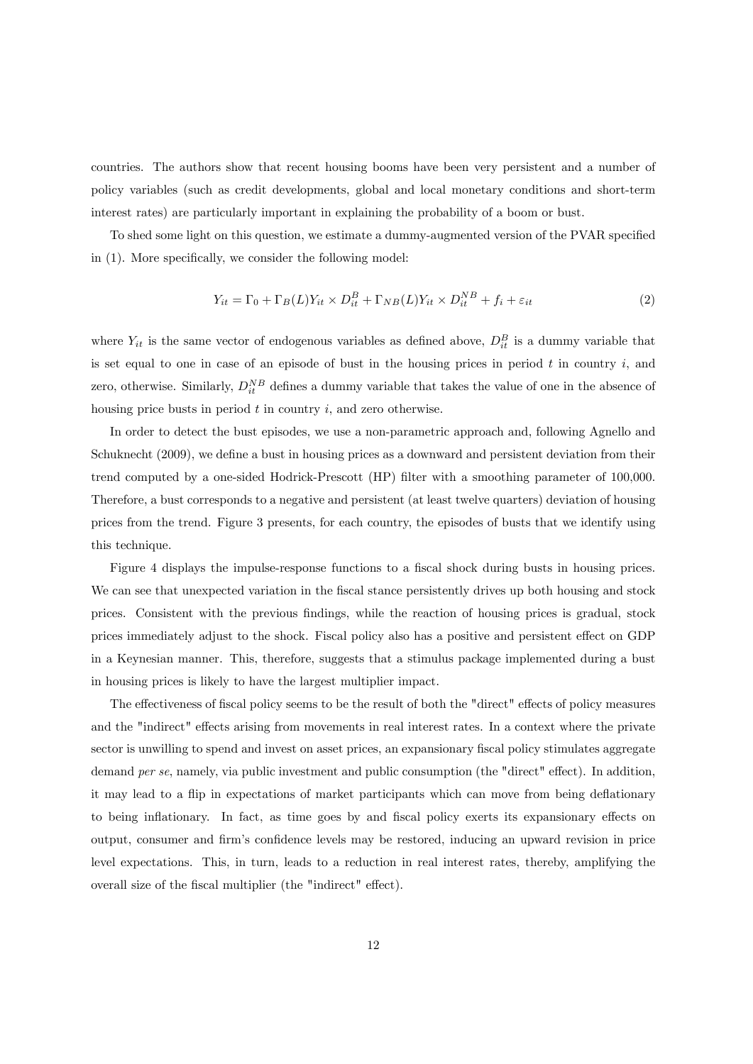countries. The authors show that recent housing booms have been very persistent and a number of policy variables (such as credit developments, global and local monetary conditions and short-term interest rates) are particularly important in explaining the probability of a boom or bust.

To shed some light on this question, we estimate a dummy-augmented version of the PVAR specified in (1). More specifically, we consider the following model:

$$Y_{it} = \Gamma_0 + \Gamma_B(L)Y_{it} \times D_{it}^{B} + \Gamma_{NB}(L)Y_{it} \times D_{it}^{NB} + f_i + \varepsilon_{it} \tag{2}$$

where $Y_{it}$ is the same vector of endogenous variables as defined above, $D_{it}^{B}$ is a dummy variable that is set equal to one in case of an episode of bust in the housing prices in period $t$ in country $i$, and zero, otherwise. Similarly, $D_{it}^{NB}$ defines a dummy variable that takes the value of one in the absence of housing price busts in period $t$ in country $i$, and zero otherwise.

In order to detect the bust episodes, we use a non-parametric approach and, following Agnello and Schuknecht (2009), we define a bust in housing prices as a downward and persistent deviation from their trend computed by a one-sided Hodrick-Prescott (HP) filter with a smoothing parameter of 100,000. Therefore, a bust corresponds to a negative and persistent (at least twelve quarters) deviation of housing prices from the trend. Figure 3 presents, for each country, the episodes of busts that we identify using this technique.

Figure 4 displays the impulse-response functions to a fiscal shock during busts in housing prices. We can see that unexpected variation in the fiscal stance persistently drives up both housing and stock prices. Consistent with the previous findings, while the reaction of housing prices is gradual, stock prices immediately adjust to the shock. Fiscal policy also has a positive and persistent effect on GDP in a Keynesian manner. This, therefore, suggests that a stimulus package implemented during a bust in housing prices is likely to have the largest multiplier impact.

The effectiveness of fiscal policy seems to be the result of both the "direct" effects of policy measures and the "indirect" effects arising from movements in real interest rates. In a context where the private sector is unwilling to spend and invest on asset prices, an expansionary fiscal policy stimulates aggregate demand *per se*, namely, via public investment and public consumption (the "direct" effect). In addition, it may lead to a flip in expectations of market participants which can move from being deflationary to being inflationary. In fact, as time goes by and fiscal policy exerts its expansionary effects on output, consumer and firm's confidence levels may be restored, inducing an upward revision in price level expectations. This, in turn, leads to a reduction in real interest rates, thereby, amplifying the overall size of the fiscal multiplier (the "indirect" effect).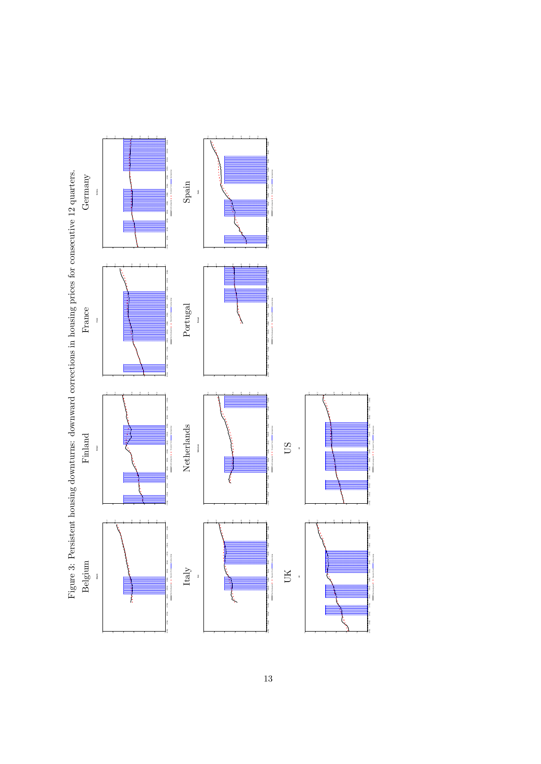Figure 3: Persistent housing downturns: downward corrections in housing prices for consecutive 12 quarters.

Belgium

Finland

France

Germany

Italy

Netherlands

Portugal

Spain

UK

US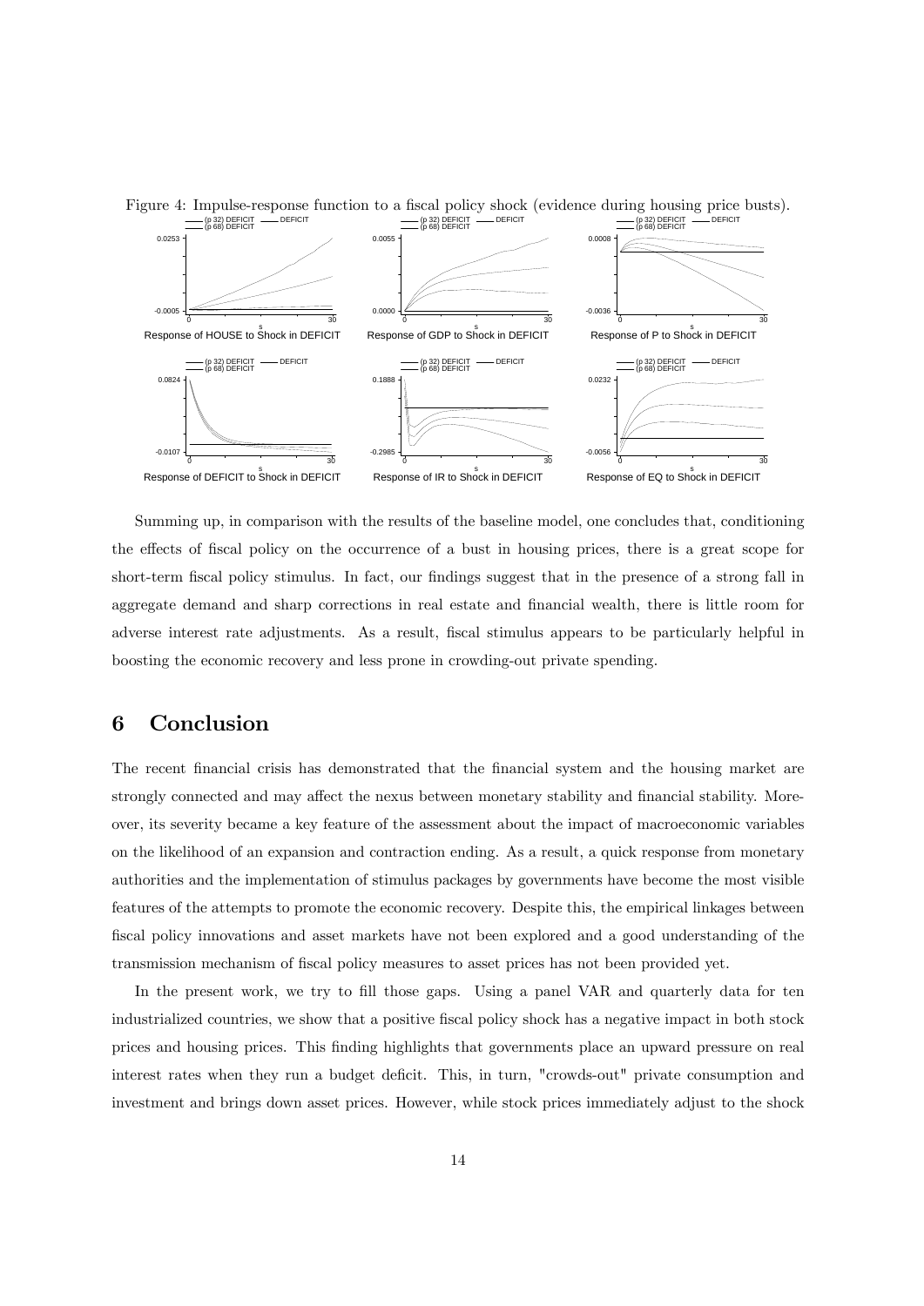Figure 4: Impulse-response function to a fiscal policy shock (evidence during housing price busts).

Summing up, in comparison with the results of the baseline model, one concludes that, conditioning the effects of fiscal policy on the occurrence of a bust in housing prices, there is a great scope for short-term fiscal policy stimulus. In fact, our findings suggest that in the presence of a strong fall in aggregate demand and sharp corrections in real estate and financial wealth, there is little room for adverse interest rate adjustments. As a result, fiscal stimulus appears to be particularly helpful in boosting the economic recovery and less prone in crowding-out private spending.

# 6 Conclusion

The recent financial crisis has demonstrated that the financial system and the housing market are strongly connected and may affect the nexus between monetary stability and financial stability. Moreover, its severity became a key feature of the assessment about the impact of macroeconomic variables on the likelihood of an expansion and contraction ending. As a result, a quick response from monetary authorities and the implementation of stimulus packages by governments have become the most visible features of the attempts to promote the economic recovery. Despite this, the empirical linkages between fiscal policy innovations and asset markets have not been explored and a good understanding of the transmission mechanism of fiscal policy measures to asset prices has not been provided yet.

In the present work, we try to fill those gaps. Using a panel VAR and quarterly data for ten industrialized countries, we show that a positive fiscal policy shock has a negative impact in both stock prices and housing prices. This finding highlights that governments place an upward pressure on real interest rates when they run a budget deficit. This, in turn, "crowds-out" private consumption and investment and brings down asset prices. However, while stock prices immediately adjust to the shock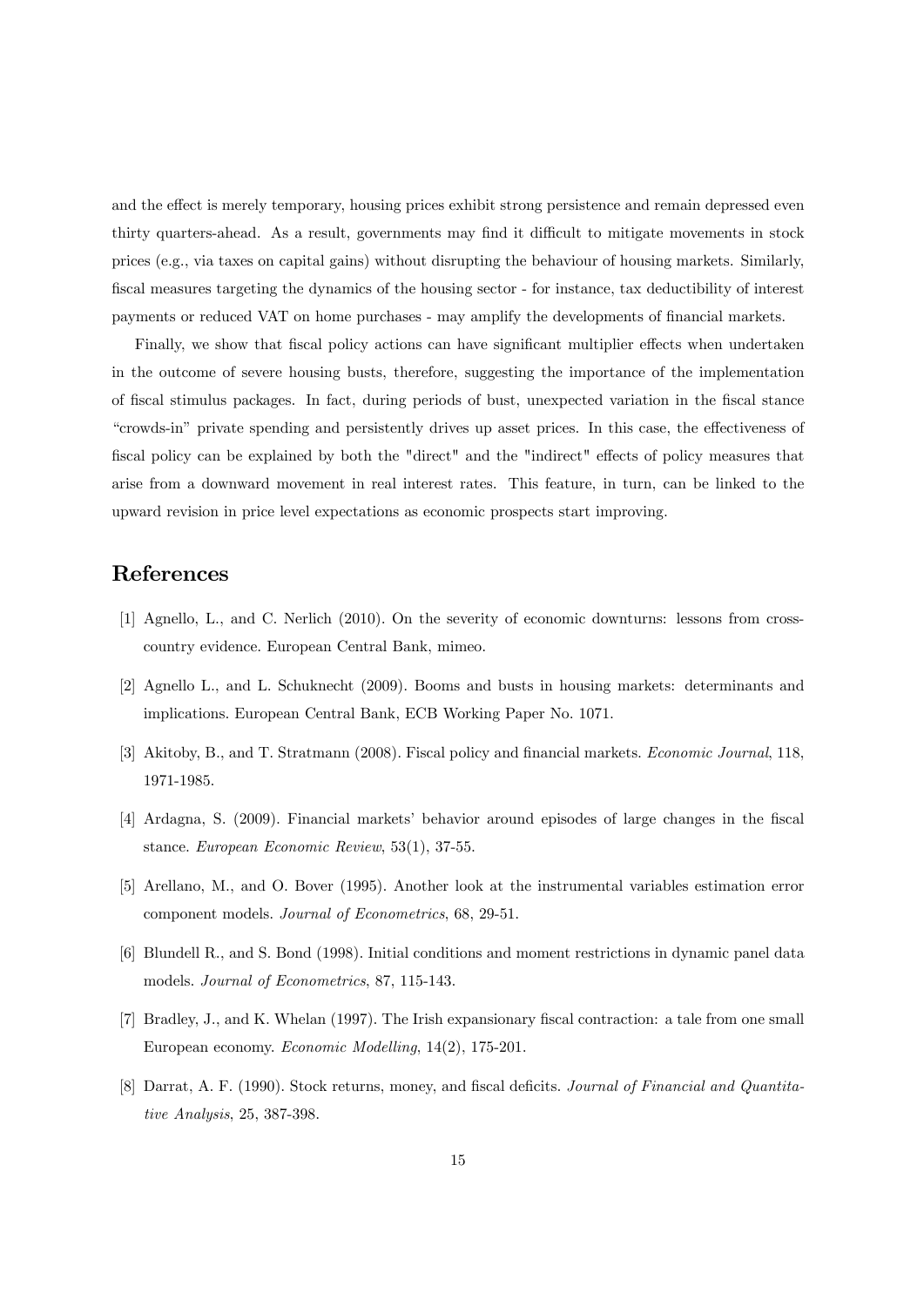and the effect is merely temporary, housing prices exhibit strong persistence and remain depressed even thirty quarters-ahead. As a result, governments may find it difficult to mitigate movements in stock prices (e.g., via taxes on capital gains) without disrupting the behaviour of housing markets. Similarly, fiscal measures targeting the dynamics of the housing sector - for instance, tax deductibility of interest payments or reduced VAT on home purchases - may amplify the developments of financial markets.

Finally, we show that fiscal policy actions can have significant multiplier effects when undertaken in the outcome of severe housing busts, therefore, suggesting the importance of the implementation of fiscal stimulus packages. In fact, during periods of bust, unexpected variation in the fiscal stance "crowds-in" private spending and persistently drives up asset prices. In this case, the effectiveness of fiscal policy can be explained by both the "direct" and the "indirect" effects of policy measures that arise from a downward movement in real interest rates. This feature, in turn, can be linked to the upward revision in price level expectations as economic prospects start improving.

# References

[1] Agnello, L., and C. Nerlich (2010). On the severity of economic downturns: lessons from cross-country evidence. European Central Bank, mimeo.

[2] Agnello L., and L. Schuknecht (2009). Booms and busts in housing markets: determinants and implications. European Central Bank, ECB Working Paper No. 1071.

[3] Akitoby, B., and T. Stratmann (2008). Fiscal policy and financial markets. *Economic Journal*, 118, 1971-1985.

[4] Ardagna, S. (2009). Financial markets' behavior around episodes of large changes in the fiscal stance. *European Economic Review*, 53(1), 37-55.

[5] Arellano, M., and O. Bover (1995). Another look at the instrumental variables estimation error component models. *Journal of Econometrics*, 68, 29-51.

[6] Blundell R., and S. Bond (1998). Initial conditions and moment restrictions in dynamic panel data models. *Journal of Econometrics*, 87, 115-143.

[7] Bradley, J., and K. Whelan (1997). The Irish expansionary fiscal contraction: a tale from one small European economy. *Economic Modelling*, 14(2), 175-201.

[8] Darrat, A. F. (1990). Stock returns, money, and fiscal deficits. *Journal of Financial and Quantitative Analysis*, 25, 387-398.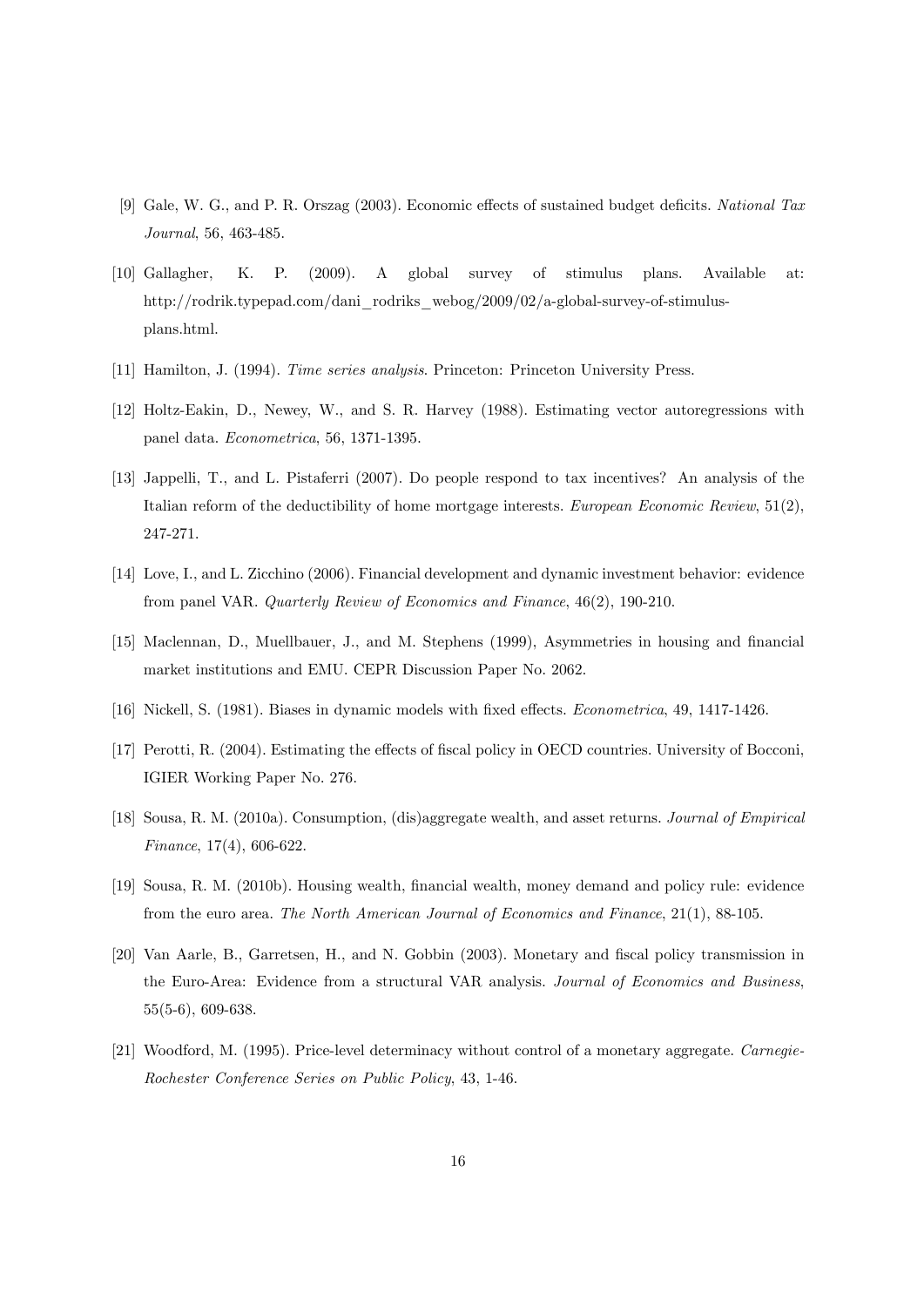[9] Gale, W. G., and P. R. Orszag (2003). Economic effects of sustained budget deficits. *National Tax Journal*, 56, 463-485.

[10] Gallagher, K. P. (2009). A global survey of stimulus plans. Available at: http://rodrik.typepad.com/dani_rodriks_webog/2009/02/a-global-survey-of-stimulus-plans.html.

[11] Hamilton, J. (1994). *Time series analysis*. Princeton: Princeton University Press.

[12] Holtz-Eakin, D., Newey, W., and S. R. Harvey (1988). Estimating vector autoregressions with panel data. *Econometrica*, 56, 1371-1395.

[13] Jappelli, T., and L. Pistaferri (2007). Do people respond to tax incentives? An analysis of the Italian reform of the deductibility of home mortgage interests. *European Economic Review*, 51(2), 247-271.

[14] Love, I., and L. Zicchino (2006). Financial development and dynamic investment behavior: evidence from panel VAR. *Quarterly Review of Economics and Finance*, 46(2), 190-210.

[15] Maclennan, D., Muellbauer, J., and M. Stephens (1999), Asymmetries in housing and financial market institutions and EMU. CEPR Discussion Paper No. 2062.

[16] Nickell, S. (1981). Biases in dynamic models with fixed effects. *Econometrica*, 49, 1417-1426.

[17] Perotti, R. (2004). Estimating the effects of fiscal policy in OECD countries. University of Bocconi, IGIER Working Paper No. 276.

[18] Sousa, R. M. (2010a). Consumption, (dis)aggregate wealth, and asset returns. *Journal of Empirical Finance*, 17(4), 606-622.

[19] Sousa, R. M. (2010b). Housing wealth, financial wealth, money demand and policy rule: evidence from the euro area. *The North American Journal of Economics and Finance*, 21(1), 88-105.

[20] Van Aarle, B., Garretsen, H., and N. Gobbin (2003). Monetary and fiscal policy transmission in the Euro-Area: Evidence from a structural VAR analysis. *Journal of Economics and Business*, 55(5-6), 609-638.

[21] Woodford, M. (1995). Price-level determinacy without control of a monetary aggregate. *Carnegie-Rochester Conference Series on Public Policy*, 43, 1-46.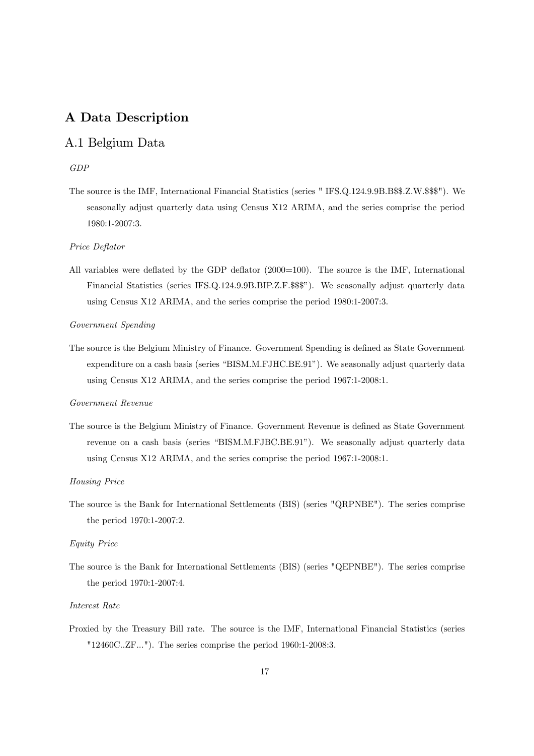# A Data Description

## A.1 Belgium Data

*GDP*

The source is the IMF, International Financial Statistics (series " IFS.Q.124.9.9B.B$$.Z.W.$$$"). We seasonally adjust quarterly data using Census X12 ARIMA, and the series comprise the period 1980:1-2007:3.

*Price Deflator*

All variables were deflated by the GDP deflator (2000=100). The source is the IMF, International Financial Statistics (series IFS.Q.124.9.9B.BIP.Z.F.$$$"). We seasonally adjust quarterly data using Census X12 ARIMA, and the series comprise the period 1980:1-2007:3.

*Government Spending*

The source is the Belgium Ministry of Finance. Government Spending is defined as State Government expenditure on a cash basis (series "BISM.M.FJHC.BE.91"). We seasonally adjust quarterly data using Census X12 ARIMA, and the series comprise the period 1967:1-2008:1.

*Government Revenue*

The source is the Belgium Ministry of Finance. Government Revenue is defined as State Government revenue on a cash basis (series "BISM.M.FJBC.BE.91"). We seasonally adjust quarterly data using Census X12 ARIMA, and the series comprise the period 1967:1-2008:1.

*Housing Price*

The source is the Bank for International Settlements (BIS) (series "QRPNBE"). The series comprise the period 1970:1-2007:2.

*Equity Price*

The source is the Bank for International Settlements (BIS) (series "QEPNBE"). The series comprise the period 1970:1-2007:4.

*Interest Rate*

Proxied by the Treasury Bill rate. The source is the IMF, International Financial Statistics (series "12460C..ZF..."). The series comprise the period 1960:1-2008:3.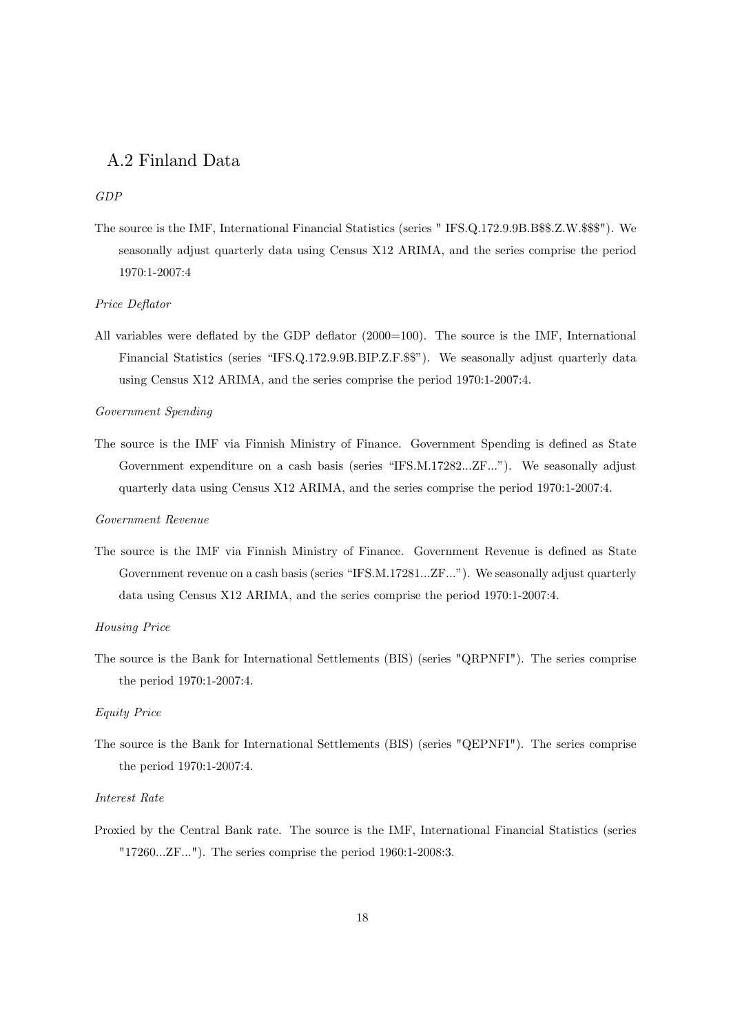## A.2 Finland Data

*GDP*

The source is the IMF, International Financial Statistics (series " IFS.Q.172.9.9B.B$$.Z.W.$$$"). We seasonally adjust quarterly data using Census X12 ARIMA, and the series comprise the period 1970:1-2007:4

*Price Deflator*

All variables were deflated by the GDP deflator (2000=100). The source is the IMF, International Financial Statistics (series "IFS.Q.172.9.9B.BIP.Z.F.$$"). We seasonally adjust quarterly data using Census X12 ARIMA, and the series comprise the period 1970:1-2007:4.

*Government Spending*

The source is the IMF via Finnish Ministry of Finance. Government Spending is defined as State Government expenditure on a cash basis (series "IFS.M.17282...ZF..."). We seasonally adjust quarterly data using Census X12 ARIMA, and the series comprise the period 1970:1-2007:4.

*Government Revenue*

The source is the IMF via Finnish Ministry of Finance. Government Revenue is defined as State Government revenue on a cash basis (series "IFS.M.17281...ZF..."). We seasonally adjust quarterly data using Census X12 ARIMA, and the series comprise the period 1970:1-2007:4.

*Housing Price*

The source is the Bank for International Settlements (BIS) (series "QRPNFI"). The series comprise the period 1970:1-2007:4.

*Equity Price*

The source is the Bank for International Settlements (BIS) (series "QEPNFI"). The series comprise the period 1970:1-2007:4.

*Interest Rate*

Proxied by the Central Bank rate. The source is the IMF, International Financial Statistics (series "17260...ZF..."). The series comprise the period 1960:1-2008:3.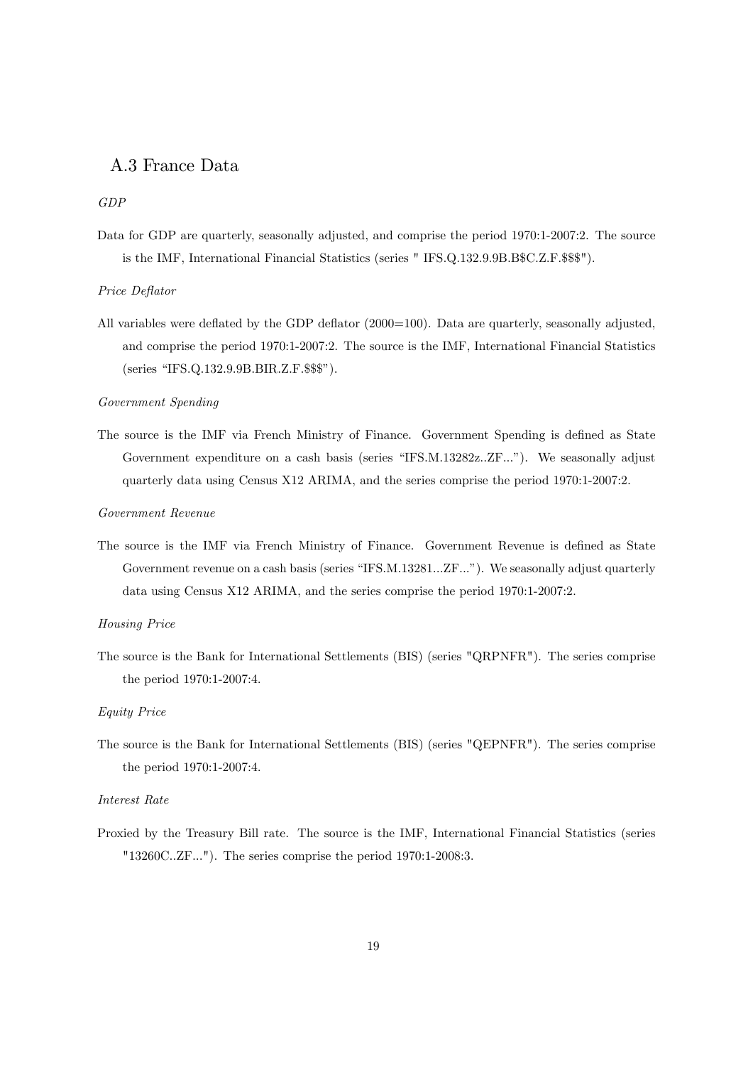## A.3 France Data

*GDP*

Data for GDP are quarterly, seasonally adjusted, and comprise the period 1970:1-2007:2. The source is the IMF, International Financial Statistics (series " IFS.Q.132.9.9B.B$C.Z.F.$$$").

*Price Deflator*

All variables were deflated by the GDP deflator (2000=100). Data are quarterly, seasonally adjusted, and comprise the period 1970:1-2007:2. The source is the IMF, International Financial Statistics (series "IFS.Q.132.9.9B.BIR.Z.F.$$$").

*Government Spending*

The source is the IMF via French Ministry of Finance. Government Spending is defined as State Government expenditure on a cash basis (series "IFS.M.13282z..ZF..."). We seasonally adjust quarterly data using Census X12 ARIMA, and the series comprise the period 1970:1-2007:2.

*Government Revenue*

The source is the IMF via French Ministry of Finance. Government Revenue is defined as State Government revenue on a cash basis (series "IFS.M.13281...ZF..."). We seasonally adjust quarterly data using Census X12 ARIMA, and the series comprise the period 1970:1-2007:2.

*Housing Price*

The source is the Bank for International Settlements (BIS) (series "QRPNFR"). The series comprise the period 1970:1-2007:4.

*Equity Price*

The source is the Bank for International Settlements (BIS) (series "QEPNFR"). The series comprise the period 1970:1-2007:4.

*Interest Rate*

Proxied by the Treasury Bill rate. The source is the IMF, International Financial Statistics (series "13260C..ZF..."). The series comprise the period 1970:1-2008:3.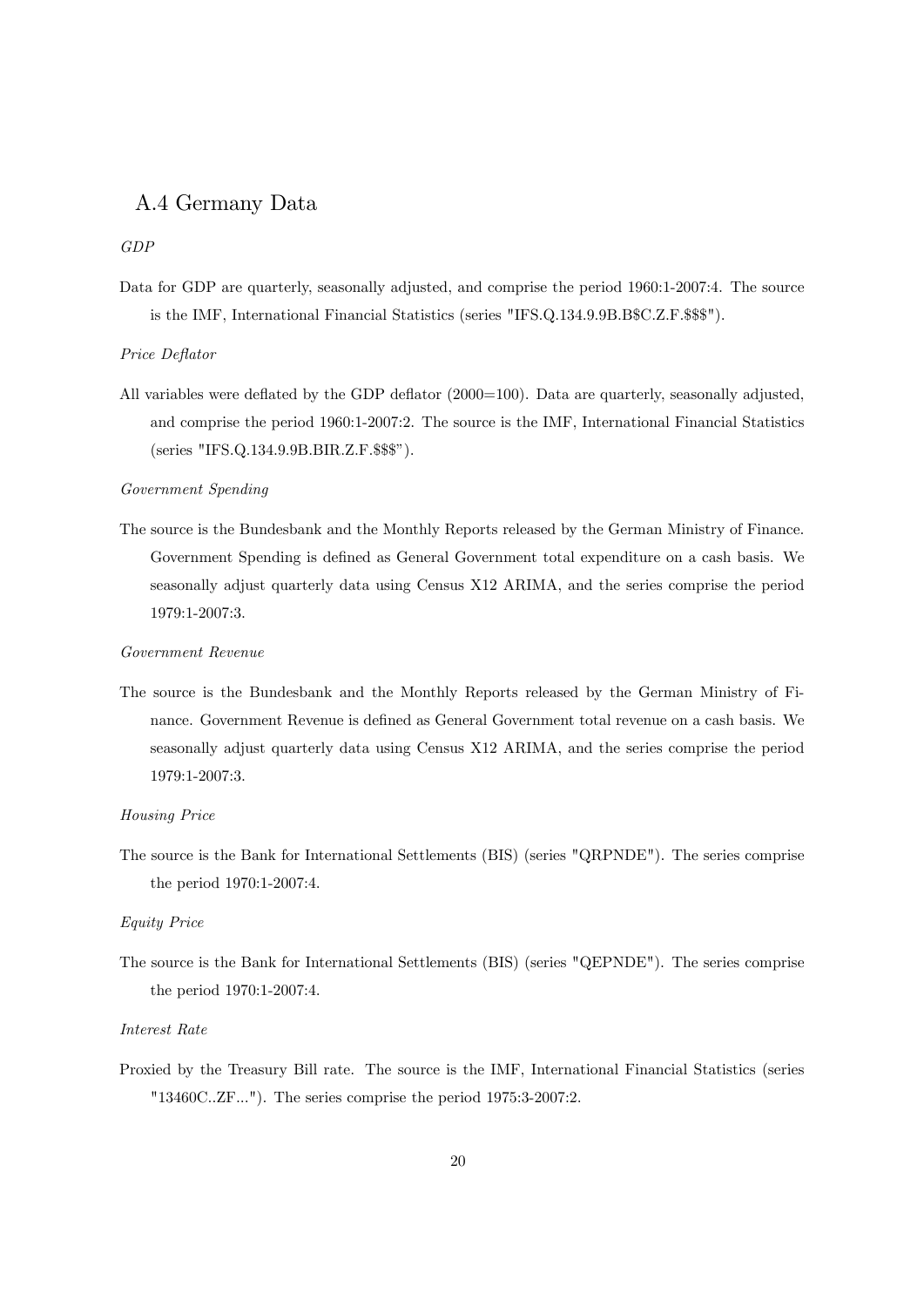## A.4 Germany Data

*GDP*

Data for GDP are quarterly, seasonally adjusted, and comprise the period 1960:1-2007:4. The source is the IMF, International Financial Statistics (series "IFS.Q.134.9.9B.B$C.Z.F.$$$").

*Price Deflator*

All variables were deflated by the GDP deflator (2000=100). Data are quarterly, seasonally adjusted, and comprise the period 1960:1-2007:2. The source is the IMF, International Financial Statistics (series "IFS.Q.134.9.9B.BIR.Z.F.$$$").

*Government Spending*

The source is the Bundesbank and the Monthly Reports released by the German Ministry of Finance. Government Spending is defined as General Government total expenditure on a cash basis. We seasonally adjust quarterly data using Census X12 ARIMA, and the series comprise the period 1979:1-2007:3.

*Government Revenue*

The source is the Bundesbank and the Monthly Reports released by the German Ministry of Finance. Government Revenue is defined as General Government total revenue on a cash basis. We seasonally adjust quarterly data using Census X12 ARIMA, and the series comprise the period 1979:1-2007:3.

*Housing Price*

The source is the Bank for International Settlements (BIS) (series "QRPNDE"). The series comprise the period 1970:1-2007:4.

*Equity Price*

The source is the Bank for International Settlements (BIS) (series "QEPNDE"). The series comprise the period 1970:1-2007:4.

*Interest Rate*

Proxied by the Treasury Bill rate. The source is the IMF, International Financial Statistics (series "13460C..ZF..."). The series comprise the period 1975:3-2007:2.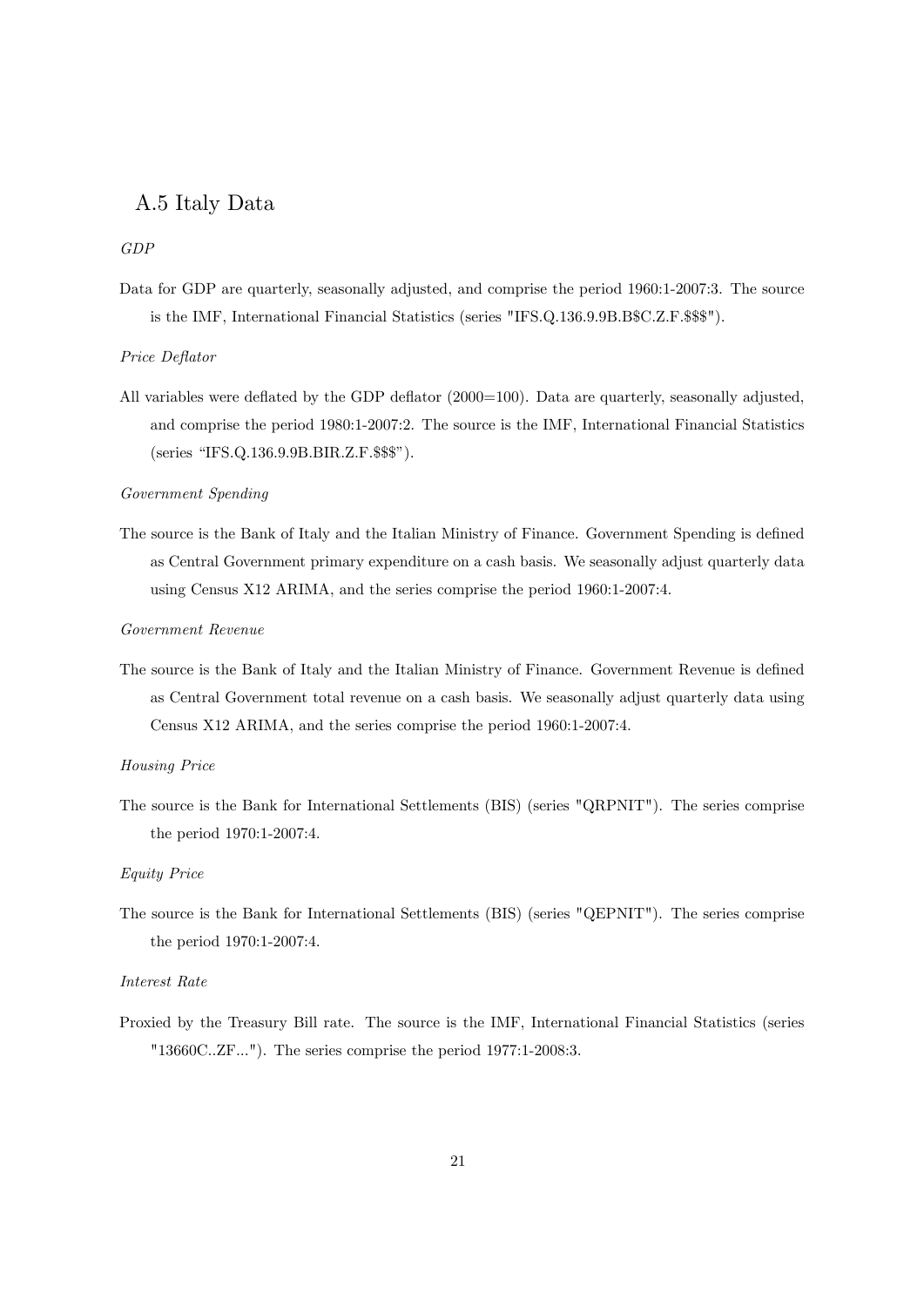## A.5 Italy Data

*GDP*

Data for GDP are quarterly, seasonally adjusted, and comprise the period 1960:1-2007:3. The source is the IMF, International Financial Statistics (series "IFS.Q.136.9.9B.B$C.Z.F.$$$").

*Price Deflator*

All variables were deflated by the GDP deflator (2000=100). Data are quarterly, seasonally adjusted, and comprise the period 1980:1-2007:2. The source is the IMF, International Financial Statistics (series "IFS.Q.136.9.9B.BIR.Z.F.$$$").

*Government Spending*

The source is the Bank of Italy and the Italian Ministry of Finance. Government Spending is defined as Central Government primary expenditure on a cash basis. We seasonally adjust quarterly data using Census X12 ARIMA, and the series comprise the period 1960:1-2007:4.

*Government Revenue*

The source is the Bank of Italy and the Italian Ministry of Finance. Government Revenue is defined as Central Government total revenue on a cash basis. We seasonally adjust quarterly data using Census X12 ARIMA, and the series comprise the period 1960:1-2007:4.

*Housing Price*

The source is the Bank for International Settlements (BIS) (series "QRPNIT"). The series comprise the period 1970:1-2007:4.

*Equity Price*

The source is the Bank for International Settlements (BIS) (series "QEPNIT"). The series comprise the period 1970:1-2007:4.

*Interest Rate*

Proxied by the Treasury Bill rate. The source is the IMF, International Financial Statistics (series "13660C..ZF..."). The series comprise the period 1977:1-2008:3.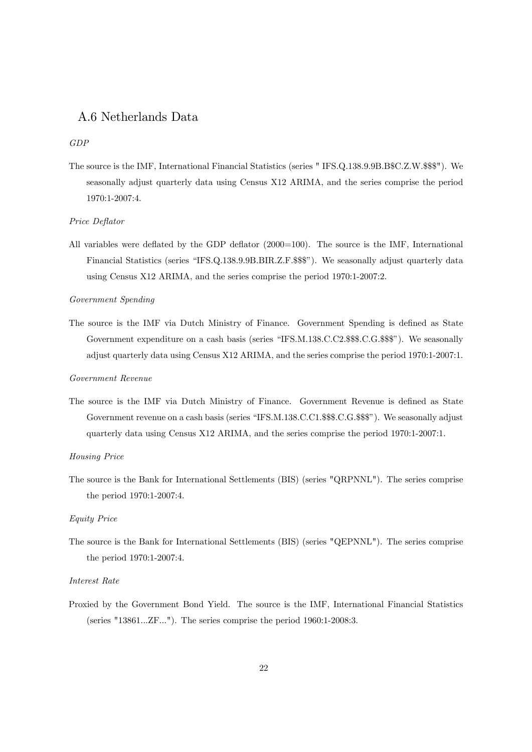## A.6 Netherlands Data

*GDP*

The source is the IMF, International Financial Statistics (series " IFS.Q.138.9.9B.B$C.Z.W.$$$"). We seasonally adjust quarterly data using Census X12 ARIMA, and the series comprise the period 1970:1-2007:4.

*Price Deflator*

All variables were deflated by the GDP deflator (2000=100). The source is the IMF, International Financial Statistics (series "IFS.Q.138.9.9B.BIR.Z.F.$$$"). We seasonally adjust quarterly data using Census X12 ARIMA, and the series comprise the period 1970:1-2007:2.

*Government Spending*

The source is the IMF via Dutch Ministry of Finance. Government Spending is defined as State Government expenditure on a cash basis (series "IFS.M.138.C.C2.$$$.C.G.$$$"). We seasonally adjust quarterly data using Census X12 ARIMA, and the series comprise the period 1970:1-2007:1.

*Government Revenue*

The source is the IMF via Dutch Ministry of Finance. Government Revenue is defined as State Government revenue on a cash basis (series "IFS.M.138.C.C1.$$$.C.G.$$$"). We seasonally adjust quarterly data using Census X12 ARIMA, and the series comprise the period 1970:1-2007:1.

*Housing Price*

The source is the Bank for International Settlements (BIS) (series "QRPNNL"). The series comprise the period 1970:1-2007:4.

*Equity Price*

The source is the Bank for International Settlements (BIS) (series "QEPNNL"). The series comprise the period 1970:1-2007:4.

*Interest Rate*

Proxied by the Government Bond Yield. The source is the IMF, International Financial Statistics (series "13861...ZF..."). The series comprise the period 1960:1-2008:3.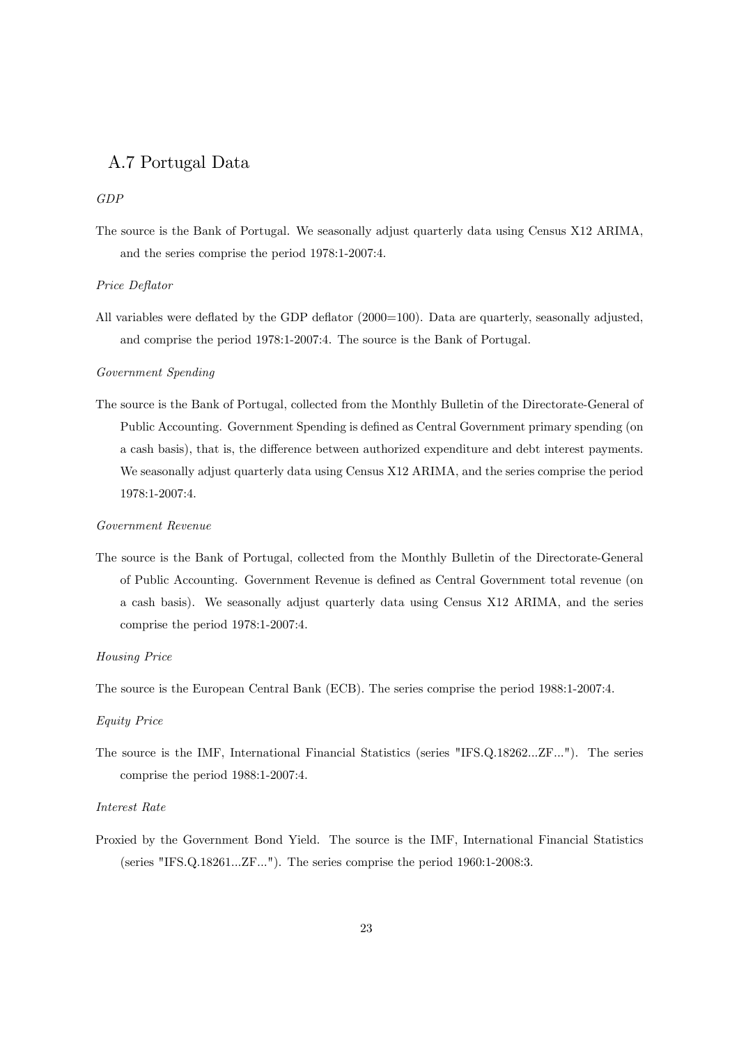## A.7 Portugal Data

*GDP*

The source is the Bank of Portugal. We seasonally adjust quarterly data using Census X12 ARIMA, and the series comprise the period 1978:1-2007:4.

*Price Deflator*

All variables were deflated by the GDP deflator (2000=100). Data are quarterly, seasonally adjusted, and comprise the period 1978:1-2007:4. The source is the Bank of Portugal.

*Government Spending*

The source is the Bank of Portugal, collected from the Monthly Bulletin of the Directorate-General of Public Accounting. Government Spending is defined as Central Government primary spending (on a cash basis), that is, the difference between authorized expenditure and debt interest payments. We seasonally adjust quarterly data using Census X12 ARIMA, and the series comprise the period 1978:1-2007:4.

*Government Revenue*

The source is the Bank of Portugal, collected from the Monthly Bulletin of the Directorate-General of Public Accounting. Government Revenue is defined as Central Government total revenue (on a cash basis). We seasonally adjust quarterly data using Census X12 ARIMA, and the series comprise the period 1978:1-2007:4.

*Housing Price*

The source is the European Central Bank (ECB). The series comprise the period 1988:1-2007:4.

*Equity Price*

The source is the IMF, International Financial Statistics (series "IFS.Q.18262...ZF..."). The series comprise the period 1988:1-2007:4.

*Interest Rate*

Proxied by the Government Bond Yield. The source is the IMF, International Financial Statistics (series "IFS.Q.18261...ZF..."). The series comprise the period 1960:1-2008:3.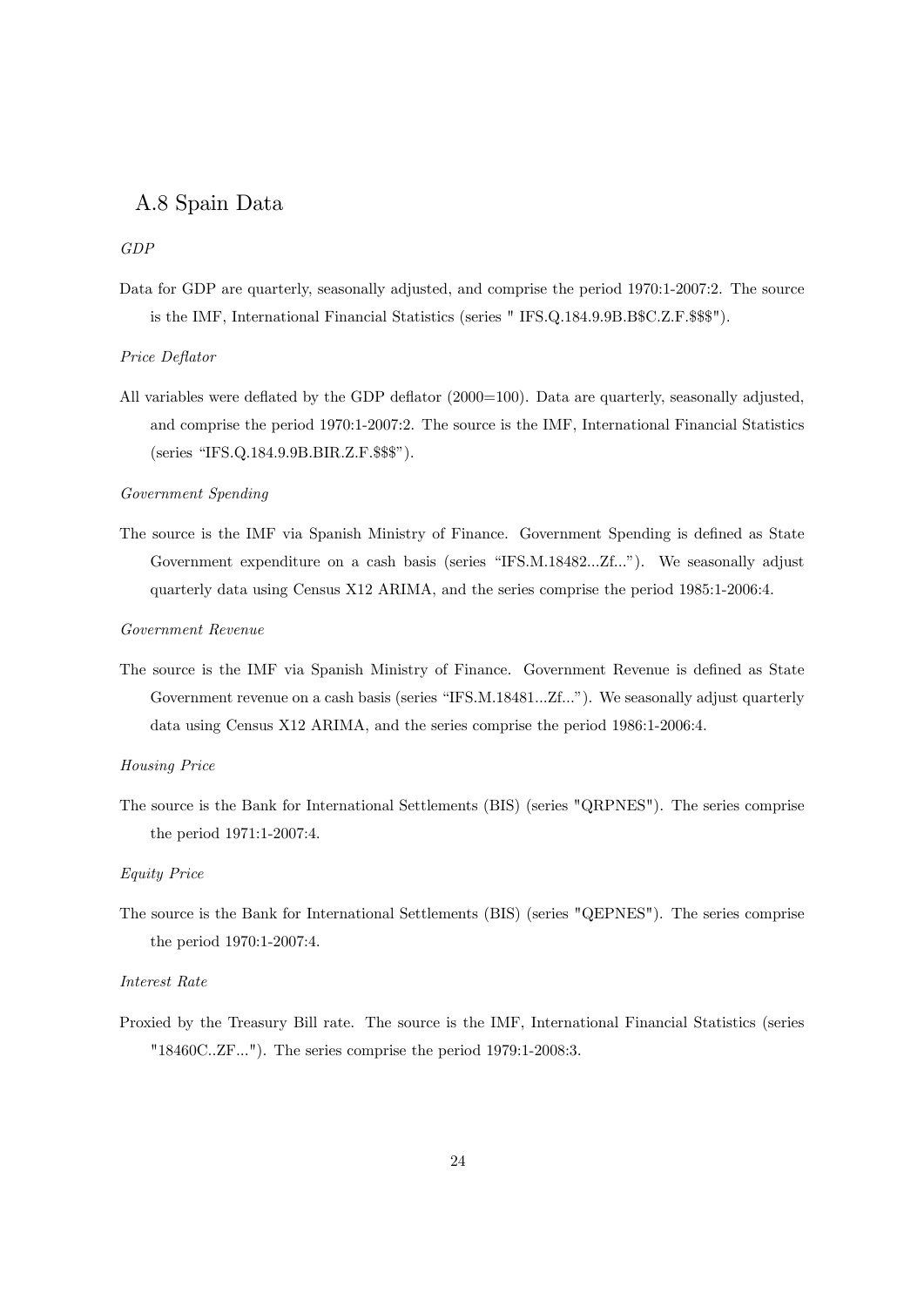## A.8 Spain Data

*GDP*

Data for GDP are quarterly, seasonally adjusted, and comprise the period 1970:1-2007:2. The source is the IMF, International Financial Statistics (series " IFS.Q.184.9.9B.B$C.Z.F.$$$").

*Price Deflator*

All variables were deflated by the GDP deflator (2000=100). Data are quarterly, seasonally adjusted, and comprise the period 1970:1-2007:2. The source is the IMF, International Financial Statistics (series "IFS.Q.184.9.9B.BIR.Z.F.$$$").

*Government Spending*

The source is the IMF via Spanish Ministry of Finance. Government Spending is defined as State Government expenditure on a cash basis (series "IFS.M.18482...Zf..."). We seasonally adjust quarterly data using Census X12 ARIMA, and the series comprise the period 1985:1-2006:4.

*Government Revenue*

The source is the IMF via Spanish Ministry of Finance. Government Revenue is defined as State Government revenue on a cash basis (series "IFS.M.18481...Zf..."). We seasonally adjust quarterly data using Census X12 ARIMA, and the series comprise the period 1986:1-2006:4.

*Housing Price*

The source is the Bank for International Settlements (BIS) (series "QRPNES"). The series comprise the period 1971:1-2007:4.

*Equity Price*

The source is the Bank for International Settlements (BIS) (series "QEPNES"). The series comprise the period 1970:1-2007:4.

*Interest Rate*

Proxied by the Treasury Bill rate. The source is the IMF, International Financial Statistics (series "18460C..ZF..."). The series comprise the period 1979:1-2008:3.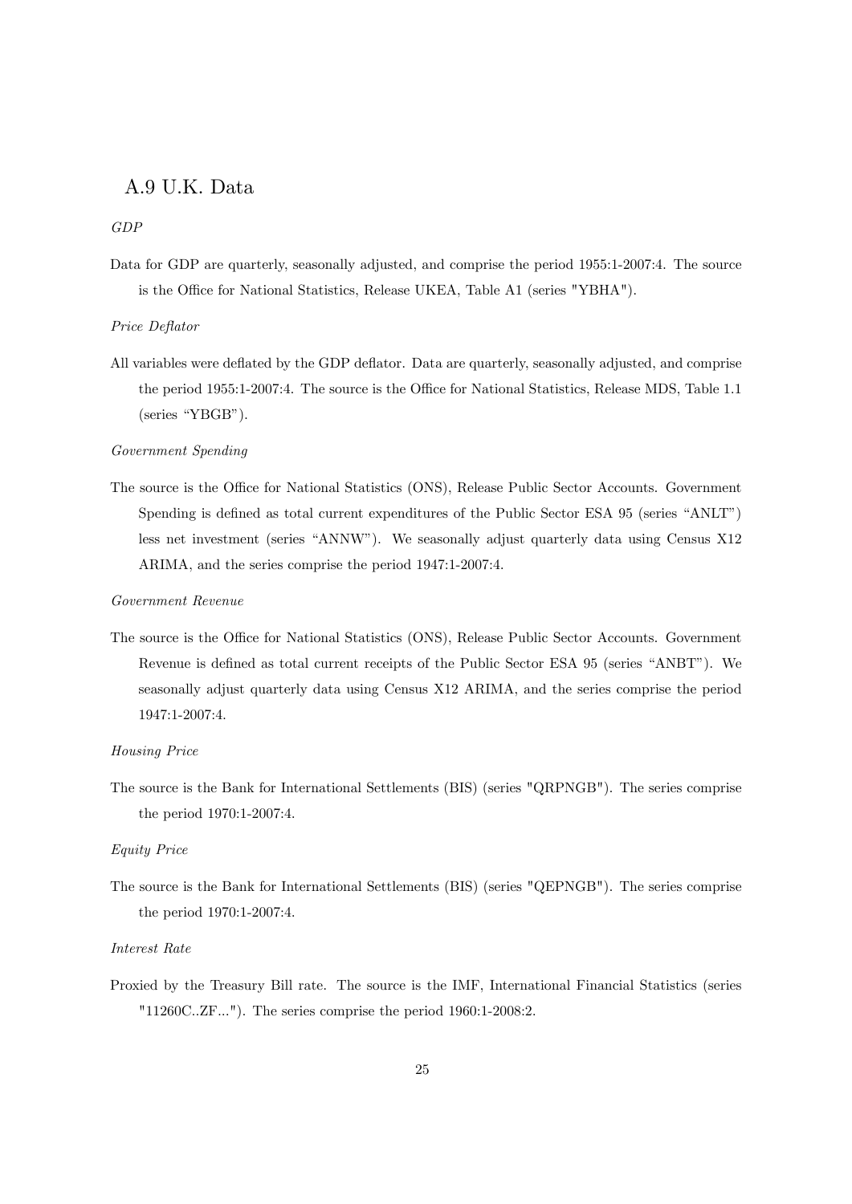## A.9 U.K. Data

*GDP*

Data for GDP are quarterly, seasonally adjusted, and comprise the period 1955:1-2007:4. The source is the Office for National Statistics, Release UKEA, Table A1 (series "YBHA").

*Price Deflator*

All variables were deflated by the GDP deflator. Data are quarterly, seasonally adjusted, and comprise the period 1955:1-2007:4. The source is the Office for National Statistics, Release MDS, Table 1.1 (series "YBGB").

*Government Spending*

The source is the Office for National Statistics (ONS), Release Public Sector Accounts. Government Spending is defined as total current expenditures of the Public Sector ESA 95 (series "ANLT") less net investment (series "ANNW"). We seasonally adjust quarterly data using Census X12 ARIMA, and the series comprise the period 1947:1-2007:4.

*Government Revenue*

The source is the Office for National Statistics (ONS), Release Public Sector Accounts. Government Revenue is defined as total current receipts of the Public Sector ESA 95 (series "ANBT"). We seasonally adjust quarterly data using Census X12 ARIMA, and the series comprise the period 1947:1-2007:4.

*Housing Price*

The source is the Bank for International Settlements (BIS) (series "QRPNGB"). The series comprise the period 1970:1-2007:4.

*Equity Price*

The source is the Bank for International Settlements (BIS) (series "QEPNGB"). The series comprise the period 1970:1-2007:4.

*Interest Rate*

Proxied by the Treasury Bill rate. The source is the IMF, International Financial Statistics (series "11260C..ZF..."). The series comprise the period 1960:1-2008:2.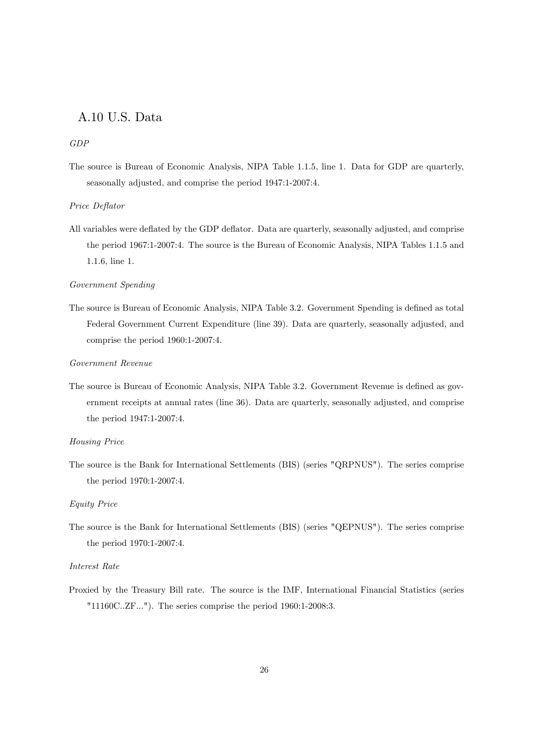## A.10 U.S. Data

*GDP*

The source is Bureau of Economic Analysis, NIPA Table 1.1.5, line 1. Data for GDP are quarterly, seasonally adjusted, and comprise the period 1947:1-2007:4.

*Price Deflator*

All variables were deflated by the GDP deflator. Data are quarterly, seasonally adjusted, and comprise the period 1967:1-2007:4. The source is the Bureau of Economic Analysis, NIPA Tables 1.1.5 and 1.1.6, line 1.

*Government Spending*

The source is Bureau of Economic Analysis, NIPA Table 3.2. Government Spending is defined as total Federal Government Current Expenditure (line 39). Data are quarterly, seasonally adjusted, and comprise the period 1960:1-2007:4.

*Government Revenue*

The source is Bureau of Economic Analysis, NIPA Table 3.2. Government Revenue is defined as government receipts at annual rates (line 36). Data are quarterly, seasonally adjusted, and comprise the period 1947:1-2007:4.

*Housing Price*

The source is the Bank for International Settlements (BIS) (series "QRPNUS"). The series comprise the period 1970:1-2007:4.

*Equity Price*

The source is the Bank for International Settlements (BIS) (series "QEPNUS"). The series comprise the period 1970:1-2007:4.

*Interest Rate*

Proxied by the Treasury Bill rate. The source is the IMF, International Financial Statistics (series "11160C..ZF..."). The series comprise the period 1960:1-2008:3.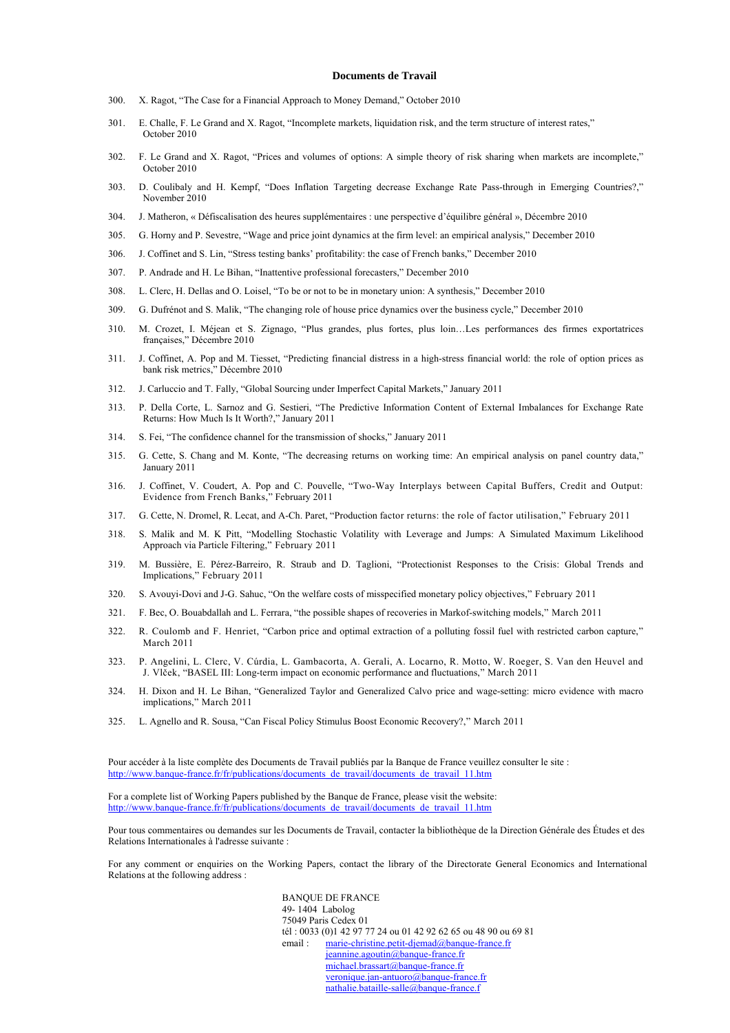### Documents de Travail

300. X. Ragot, "The Case for a Financial Approach to Money Demand," October 2010

301. E. Challe, F. Le Grand and X. Ragot, "Incomplete markets, liquidation risk, and the term structure of interest rates," October 2010

302. F. Le Grand and X. Ragot, "Prices and volumes of options: A simple theory of risk sharing when markets are incomplete," October 2010

303. D. Coulibaly and H. Kempf, "Does Inflation Targeting decrease Exchange Rate Pass-through in Emerging Countries?," November 2010

304. J. Matheron, « Défiscalisation des heures supplémentaires : une perspective d'équilibre général », Décembre 2010

305. G. Horny and P. Sevestre, "Wage and price joint dynamics at the firm level: an empirical analysis," December 2010

306. J. Coffinet and S. Lin, "Stress testing banks' profitability: the case of French banks," December 2010

307. P. Andrade and H. Le Bihan, "Inattentive professional forecasters," December 2010

308. L. Clerc, H. Dellas and O. Loisel, "To be or not to be in monetary union: A synthesis," December 2010

309. G. Dufrénot and S. Malik, "The changing role of house price dynamics over the business cycle," December 2010

310. M. Crozet, I. Méjean et S. Zignago, "Plus grandes, plus fortes, plus loin…Les performances des firmes exportatrices françaises," Décembre 2010

311. J. Coffinet, A. Pop and M. Tiesset, "Predicting financial distress in a high-stress financial world: the role of option prices as bank risk metrics," Décembre 2010

312. J. Carluccio and T. Fally, "Global Sourcing under Imperfect Capital Markets," January 2011

313. P. Della Corte, L. Sarnoz and G. Sestieri, "The Predictive Information Content of External Imbalances for Exchange Rate Returns: How Much Is It Worth?," January 2011

314. S. Fei, "The confidence channel for the transmission of shocks," January 2011

315. G. Cette, S. Chang and M. Konte, "The decreasing returns on working time: An empirical analysis on panel country data," January 2011

316. J. Coffinet, V. Coudert, A. Pop and C. Pouvelle, "Two-Way Interplays between Capital Buffers, Credit and Output: Evidence from French Banks," February 2011

317. G. Cette, N. Dromel, R. Lecat, and A-Ch. Paret, "Production factor returns: the role of factor utilisation," February 2011

318. S. Malik and M. K Pitt, "Modelling Stochastic Volatility with Leverage and Jumps: A Simulated Maximum Likelihood Approach via Particle Filtering," February 2011

319. M. Bussière, E. Pérez-Barreiro, R. Straub and D. Taglioni, "Protectionist Responses to the Crisis: Global Trends and Implications," February 2011

320. S. Avouyi-Dovi and J-G. Sahuc, "On the welfare costs of misspecified monetary policy objectives," February 2011

321. F. Bec, O. Bouabdallah and L. Ferrara, "the possible shapes of recoveries in Markof-switching models," March 2011

322. R. Coulomb and F. Henriet, "Carbon price and optimal extraction of a polluting fossil fuel with restricted carbon capture," March 2011

323. P. Angelini, L. Clerc, V. Cúrdia, L. Gambacorta, A. Gerali, A. Locarno, R. Motto, W. Roeger, S. Van den Heuvel and J. Vlček, "BASEL III: Long-term impact on economic performance and fluctuations," March 2011

324. H. Dixon and H. Le Bihan, "Generalized Taylor and Generalized Calvo price and wage-setting: micro evidence with macro implications," March 2011

325. L. Agnello and R. Sousa, "Can Fiscal Policy Stimulus Boost Economic Recovery?," March 2011

Pour accéder à la liste complète des Documents de Travail publiés par la Banque de France veuillez consulter le site : http://www.banque-france.fr/fr/publications/documents_de_travail/documents_de_travail_11.htm

For a complete list of Working Papers published by the Banque de France, please visit the website: http://www.banque-france.fr/fr/publications/documents_de_travail/documents_de_travail_11.htm

Pour tous commentaires ou demandes sur les Documents de Travail, contacter la bibliothèque de la Direction Générale des Études et des Relations Internationales à l'adresse suivante :

For any comment or enquiries on the Working Papers, contact the library of the Directorate General Economics and International Relations at the following address :

BANQUE DE FRANCE
49- 1404 Labolog
75049 Paris Cedex 01
tél : 0033 (0)1 42 97 77 24 ou 01 42 92 62 65 ou 48 90 ou 69 81
email : marie-christine.petit-djemad@banque-france.fr
jeannine.agoutin@banque-france.fr
michael.brassart@banque-france.fr
veronique.jan-antuoro@banque-france.fr
nathalie.bataille-salle@banque-france.f